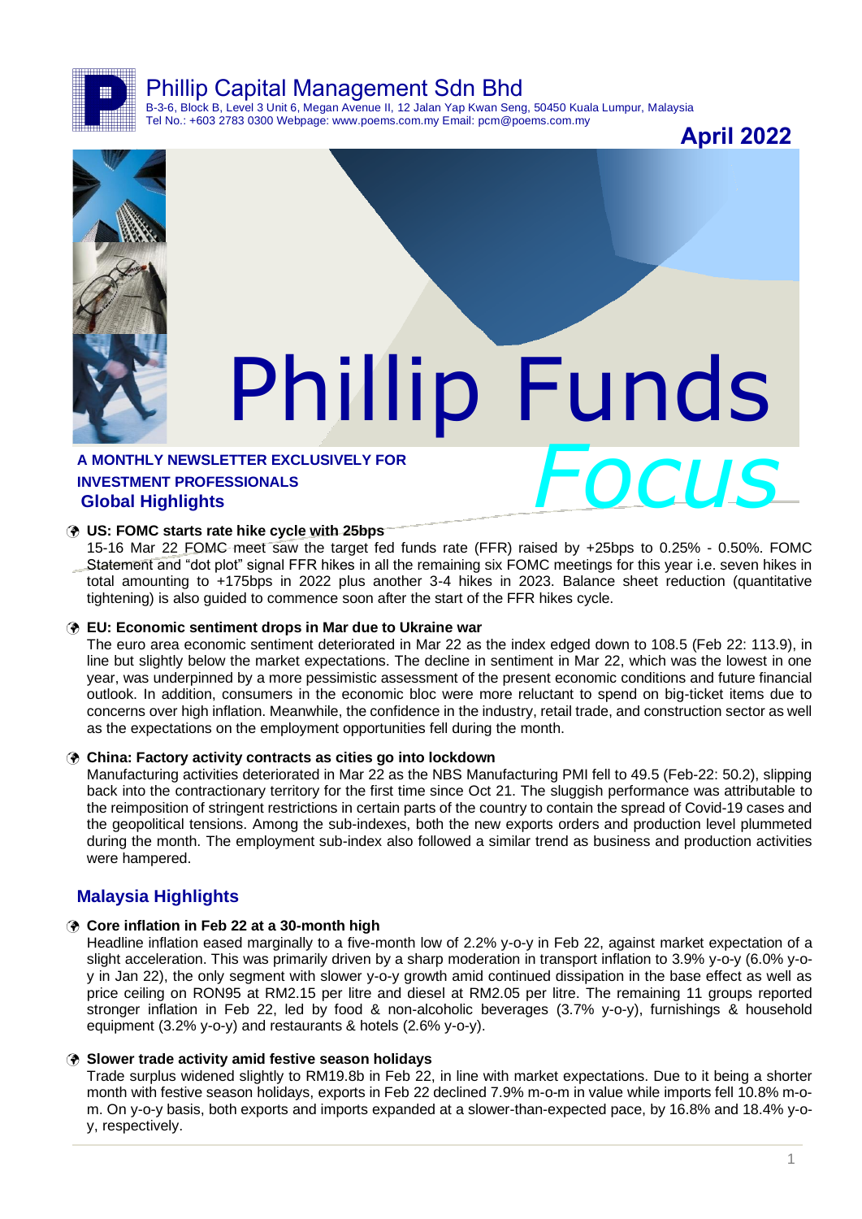# Phillip Capital Management Sdn Bhd

B-3-6, Block B, Level 3 Unit 6, Megan Avenue II, 12 Jalan Yap Kwan Seng, 50450 Kuala Lumpur, Malaysia
Tel No.: +603 2783 0300 Webpage: www.poems.com.my Email: pcm@poems.com.my

**April 2022**

# Phillip Funds *Focus*

**A MONTHLY NEWSLETTER EXCLUSIVELY FOR INVESTMENT PROFESSIONALS**

## Global Highlights

- **US: FOMC starts rate hike cycle with 25bps**
  15-16 Mar 22 FOMC meet saw the target fed funds rate (FFR) raised by +25bps to 0.25% - 0.50%. FOMC Statement and "dot plot" signal FFR hikes in all the remaining six FOMC meetings for this year i.e. seven hikes in total amounting to +175bps in 2022 plus another 3-4 hikes in 2023. Balance sheet reduction (quantitative tightening) is also guided to commence soon after the start of the FFR hikes cycle.

- **EU: Economic sentiment drops in Mar due to Ukraine war**
  The euro area economic sentiment deteriorated in Mar 22 as the index edged down to 108.5 (Feb 22: 113.9), in line but slightly below the market expectations. The decline in sentiment in Mar 22, which was the lowest in one year, was underpinned by a more pessimistic assessment of the present economic conditions and future financial outlook. In addition, consumers in the economic bloc were more reluctant to spend on big-ticket items due to concerns over high inflation. Meanwhile, the confidence in the industry, retail trade, and construction sector as well as the expectations on the employment opportunities fell during the month.

- **China: Factory activity contracts as cities go into lockdown**
  Manufacturing activities deteriorated in Mar 22 as the NBS Manufacturing PMI fell to 49.5 (Feb-22: 50.2), slipping back into the contractionary territory for the first time since Oct 21. The sluggish performance was attributable to the reimposition of stringent restrictions in certain parts of the country to contain the spread of Covid-19 cases and the geopolitical tensions. Among the sub-indexes, both the new exports orders and production level plummeted during the month. The employment sub-index also followed a similar trend as business and production activities were hampered.

## Malaysia Highlights

- **Core inflation in Feb 22 at a 30-month high**
  Headline inflation eased marginally to a five-month low of 2.2% y-o-y in Feb 22, against market expectation of a slight acceleration. This was primarily driven by a sharp moderation in transport inflation to 3.9% y-o-y (6.0% y-o-y in Jan 22), the only segment with slower y-o-y growth amid continued dissipation in the base effect as well as price ceiling on RON95 at RM2.15 per litre and diesel at RM2.05 per litre. The remaining 11 groups reported stronger inflation in Feb 22, led by food & non-alcoholic beverages (3.7% y-o-y), furnishings & household equipment (3.2% y-o-y) and restaurants & hotels (2.6% y-o-y).

- **Slower trade activity amid festive season holidays**
  Trade surplus widened slightly to RM19.8b in Feb 22, in line with market expectations. Due to it being a shorter month with festive season holidays, exports in Feb 22 declined 7.9% m-o-m in value while imports fell 10.8% m-o-m. On y-o-y basis, both exports and imports expanded at a slower-than-expected pace, by 16.8% and 18.4% y-o-y, respectively.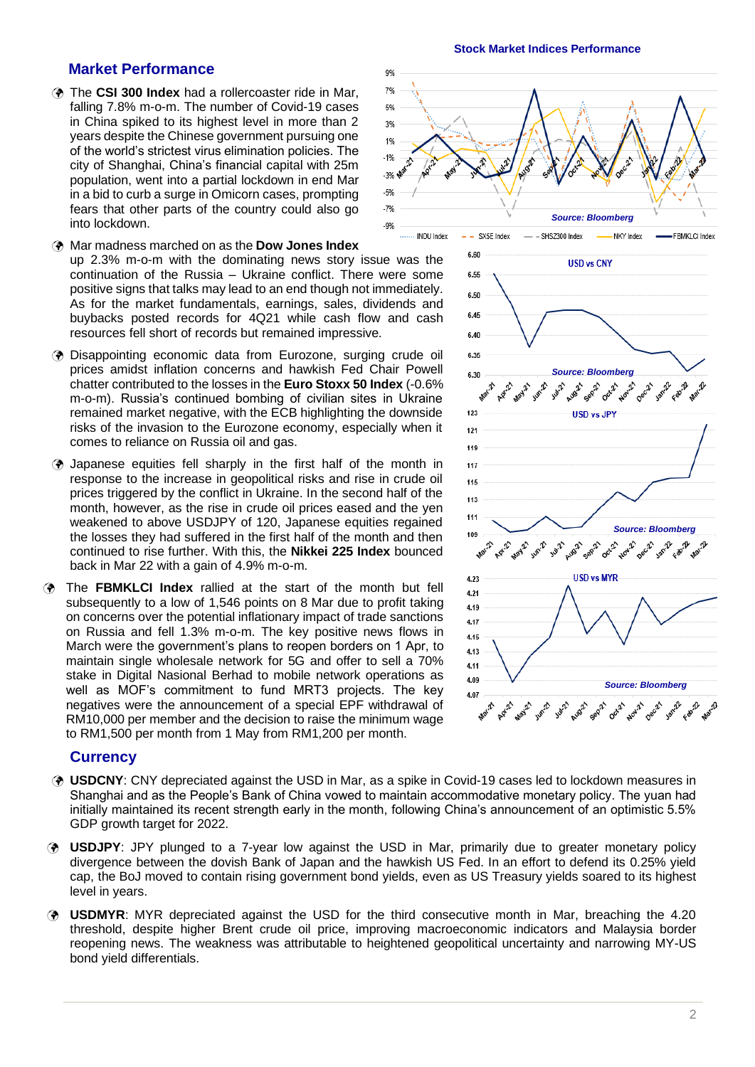## Market Performance

- The **CSI 300 Index** had a rollercoaster ride in Mar, falling 7.8% m-o-m. The number of Covid-19 cases in China spiked to its highest level in more than 2 years despite the Chinese government pursuing one of the world's strictest virus elimination policies. The city of Shanghai, China's financial capital with 25m population, went into a partial lockdown in end Mar in a bid to curb a surge in Omicorn cases, prompting fears that other parts of the country could also go into lockdown.

- Mar madness marched on as the **Dow Jones Index** up 2.3% m-o-m with the dominating news story issue was the continuation of the Russia – Ukraine conflict. There were some positive signs that talks may lead to an end though not immediately. As for the market fundamentals, earnings, sales, dividends and buybacks posted records for 4Q21 while cash flow and cash resources fell short of records but remained impressive.

- Disappointing economic data from Eurozone, surging crude oil prices amidst inflation concerns and hawkish Fed Chair Powell chatter contributed to the losses in the **Euro Stoxx 50 Index** (-0.6% m-o-m). Russia's continued bombing of civilian sites in Ukraine remained market negative, with the ECB highlighting the downside risks of the invasion to the Eurozone economy, especially when it comes to reliance on Russia oil and gas.

- Japanese equities fell sharply in the first half of the month in response to the increase in geopolitical risks and rise in crude oil prices triggered by the conflict in Ukraine. In the second half of the month, however, as the rise in crude oil prices eased and the yen weakened to above USDJPY of 120, Japanese equities regained the losses they had suffered in the first half of the month and then continued to rise further. With this, the **Nikkei 225 Index** bounced back in Mar 22 with a gain of 4.9% m-o-m.

- The **FBMKLCI Index** rallied at the start of the month but fell subsequently to a low of 1,546 points on 8 Mar due to profit taking on concerns over the potential inflationary impact of trade sanctions on Russia and fell 1.3% m-o-m. The key positive news flows in March were the government's plans to reopen borders on 1 Apr, to maintain single wholesale network for 5G and offer to sell a 70% stake in Digital Nasional Berhad to mobile network operations as well as MOF's commitment to fund MRT3 projects. The key negatives were the announcement of a special EPF withdrawal of RM10,000 per member and the decision to raise the minimum wage to RM1,500 per month from 1 May from RM1,200 per month.

**Stock Market Indices Performance**

*Source: Bloomberg*

**USD vs CNY**

*Source: Bloomberg*

**USD vs JPY**

*Source: Bloomberg*

**USD vs MYR**

*Source: Bloomberg*

## Currency

- **USDCNY**: CNY depreciated against the USD in Mar, as a spike in Covid-19 cases led to lockdown measures in Shanghai and as the People's Bank of China vowed to maintain accommodative monetary policy. The yuan had initially maintained its recent strength early in the month, following China's announcement of an optimistic 5.5% GDP growth target for 2022.

- **USDJPY**: JPY plunged to a 7-year low against the USD in Mar, primarily due to greater monetary policy divergence between the dovish Bank of Japan and the hawkish US Fed. In an effort to defend its 0.25% yield cap, the BoJ moved to contain rising government bond yields, even as US Treasury yields soared to its highest level in years.

- **USDMYR**: MYR depreciated against the USD for the third consecutive month in Mar, breaching the 4.20 threshold, despite higher Brent crude oil price, improving macroeconomic indicators and Malaysia border reopening news. The weakness was attributable to heightened geopolitical uncertainty and narrowing MY-US bond yield differentials.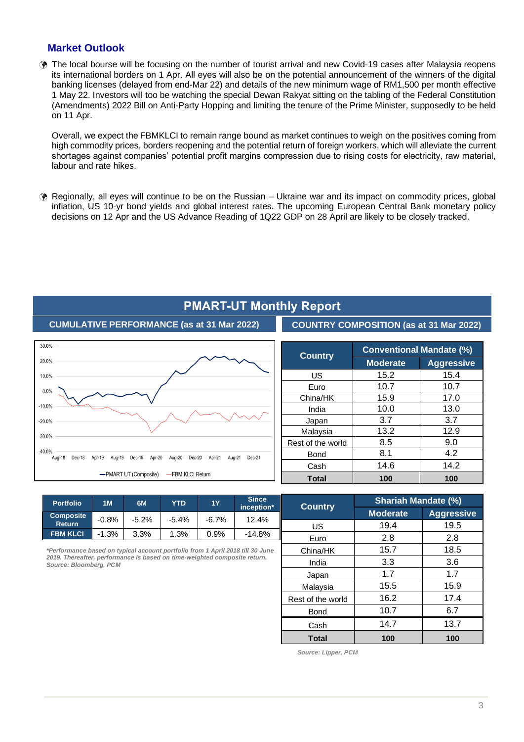## Market Outlook

- The local bourse will be focusing on the number of tourist arrival and new Covid-19 cases after Malaysia reopens its international borders on 1 Apr. All eyes will also be on the potential announcement of the winners of the digital banking licenses (delayed from end-Mar 22) and details of the new minimum wage of RM1,500 per month effective 1 May 22. Investors will too be watching the special Dewan Rakyat sitting on the tabling of the Federal Constitution (Amendments) 2022 Bill on Anti-Party Hopping and limiting the tenure of the Prime Minister, supposedly to be held on 11 Apr.

  Overall, we expect the FBMKLCI to remain range bound as market continues to weigh on the positives coming from high commodity prices, borders reopening and the potential return of foreign workers, which will alleviate the current shortages against companies' potential profit margins compression due to rising costs for electricity, raw material, labour and rate hikes.

- Regionally, all eyes will continue to be on the Russian – Ukraine war and its impact on commodity prices, global inflation, US 10-yr bond yields and global interest rates. The upcoming European Central Bank monetary policy decisions on 12 Apr and the US Advance Reading of 1Q22 GDP on 28 April are likely to be closely tracked.

# PMART-UT Monthly Report

## CUMULATIVE PERFORMANCE (as at 31 Mar 2022)

| Portfolio | 1M | 6M | YTD | 1Y | Since inception* |
|---|---|---|---|---|---|
| Composite Return | -0.8% | -5.2% | -5.4% | -6.7% | 12.4% |
| FBM KLCI | -1.3% | 3.3% | 1.3% | 0.9% | -14.8% |

*\*Performance based on typical account portfolio from 1 April 2018 till 30 June 2019. Thereafter, performance is based on time-weighted composite return.*
*Source: Bloomberg, PCM*

## COUNTRY COMPOSITION (as at 31 Mar 2022)

| Country | Conventional Mandate (%) | |
|---|---|---|
| | Moderate | Aggressive |
| US | 15.2 | 15.4 |
| Euro | 10.7 | 10.7 |
| China/HK | 15.9 | 17.0 |
| India | 10.0 | 13.0 |
| Japan | 3.7 | 3.7 |
| Malaysia | 13.2 | 12.9 |
| Rest of the world | 8.5 | 9.0 |
| Bond | 8.1 | 4.2 |
| Cash | 14.6 | 14.2 |
| **Total** | **100** | **100** |

| Country | Shariah Mandate (%) | |
|---|---|---|
| | Moderate | Aggressive |
| US | 19.4 | 19.5 |
| Euro | 2.8 | 2.8 |
| China/HK | 15.7 | 18.5 |
| India | 3.3 | 3.6 |
| Japan | 1.7 | 1.7 |
| Malaysia | 15.5 | 15.9 |
| Rest of the world | 16.2 | 17.4 |
| Bond | 10.7 | 6.7 |
| Cash | 14.7 | 13.7 |
| **Total** | **100** | **100** |

*Source: Lipper, PCM*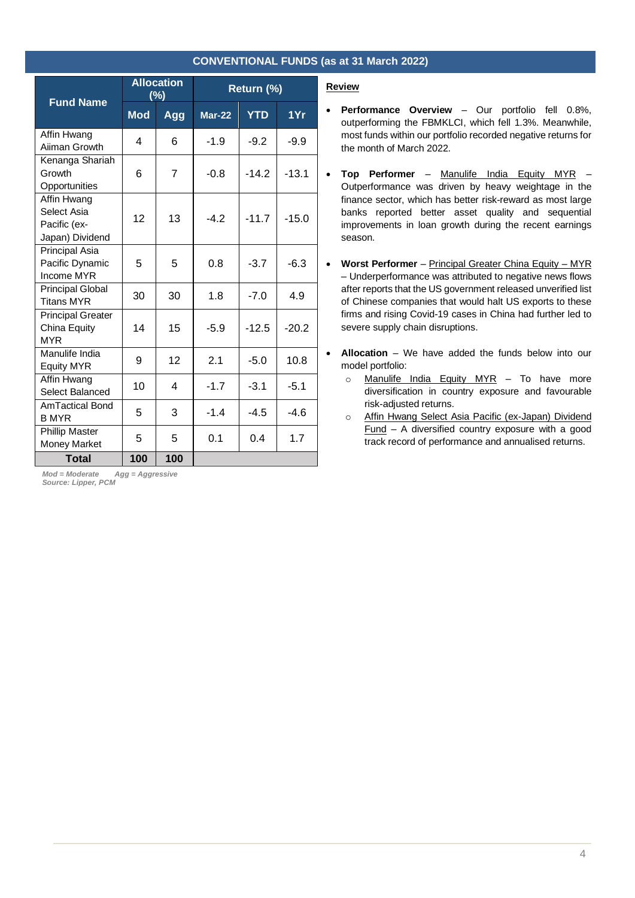## CONVENTIONAL FUNDS (as at 31 March 2022)

| Fund Name | Allocation (%) | | Return (%) | | |
|---|---|---|---|---|---|
| | Mod | Agg | Mar-22 | YTD | 1Yr |
| Affin Hwang Aiiman Growth | 4 | 6 | -1.9 | -9.2 | -9.9 |
| Kenanga Shariah Growth Opportunities | 6 | 7 | -0.8 | -14.2 | -13.1 |
| Affin Hwang Select Asia Pacific (ex-Japan) Dividend | 12 | 13 | -4.2 | -11.7 | -15.0 |
| Principal Asia Pacific Dynamic Income MYR | 5 | 5 | 0.8 | -3.7 | -6.3 |
| Principal Global Titans MYR | 30 | 30 | 1.8 | -7.0 | 4.9 |
| Principal Greater China Equity MYR | 14 | 15 | -5.9 | -12.5 | -20.2 |
| Manulife India Equity MYR | 9 | 12 | 2.1 | -5.0 | 10.8 |
| Affin Hwang Select Balanced | 10 | 4 | -1.7 | -3.1 | -5.1 |
| AmTactical Bond B MYR | 5 | 3 | -1.4 | -4.5 | -4.6 |
| Phillip Master Money Market | 5 | 5 | 0.1 | 0.4 | 1.7 |
| **Total** | **100** | **100** | | | |

*Mod = Moderate     Agg = Aggressive*
*Source: Lipper, PCM*

### Review

- **Performance Overview** – Our portfolio fell 0.8%, outperforming the FBMKLCI, which fell 1.3%. Meanwhile, most funds within our portfolio recorded negative returns for the month of March 2022.

- **Top Performer** – Manulife India Equity MYR – Outperformance was driven by heavy weightage in the finance sector, which has better risk-reward as most large banks reported better asset quality and sequential improvements in loan growth during the recent earnings season.

- **Worst Performer** – Principal Greater China Equity – MYR – Underperformance was attributed to negative news flows after reports that the US government released unverified list of Chinese companies that would halt US exports to these firms and rising Covid-19 cases in China had further led to severe supply chain disruptions.

- **Allocation** – We have added the funds below into our model portfolio:
  - Manulife India Equity MYR – To have more diversification in country exposure and favourable risk-adjusted returns.
  - Affin Hwang Select Asia Pacific (ex-Japan) Dividend Fund – A diversified country exposure with a good track record of performance and annualised returns.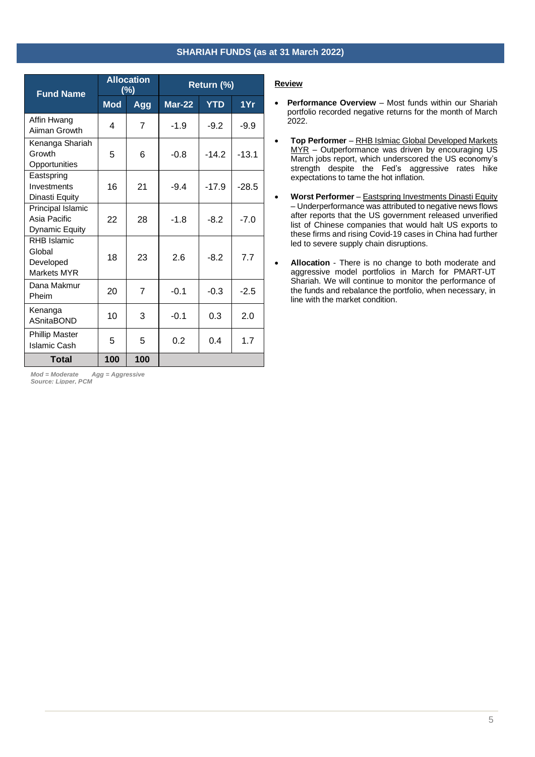## SHARIAH FUNDS (as at 31 March 2022)

| Fund Name | Allocation (%) | | Return (%) | | |
|---|---|---|---|---|---|
| | Mod | Agg | Mar-22 | YTD | 1Yr |
| Affin Hwang Aiiman Growth | 4 | 7 | -1.9 | -9.2 | -9.9 |
| Kenanga Shariah Growth Opportunities | 5 | 6 | -0.8 | -14.2 | -13.1 |
| Eastspring Investments Dinasti Equity | 16 | 21 | -9.4 | -17.9 | -28.5 |
| Principal Islamic Asia Pacific Dynamic Equity | 22 | 28 | -1.8 | -8.2 | -7.0 |
| RHB Islamic Global Developed Markets MYR | 18 | 23 | 2.6 | -8.2 | 7.7 |
| Dana Makmur Pheim | 20 | 7 | -0.1 | -0.3 | -2.5 |
| Kenanga ASnitaBOND | 10 | 3 | -0.1 | 0.3 | 2.0 |
| Phillip Master Islamic Cash | 5 | 5 | 0.2 | 0.4 | 1.7 |
| **Total** | **100** | **100** | | | |

*Mod = Moderate Agg = Aggressive*
*Source: Lipper, PCM*

**Review**

- **Performance Overview** – Most funds within our Shariah portfolio recorded negative returns for the month of March 2022.

- **Top Performer** – RHB Islmiac Global Developed Markets MYR – Outperformance was driven by encouraging US March jobs report, which underscored the US economy's strength despite the Fed's aggressive rates hike expectations to tame the hot inflation.

- **Worst Performer** – Eastspring Investments Dinasti Equity – Underperformance was attributed to negative news flows after reports that the US government released unverified list of Chinese companies that would halt US exports to these firms and rising Covid-19 cases in China had further led to severe supply chain disruptions.

- **Allocation** - There is no change to both moderate and aggressive model portfolios in March for PMART-UT Shariah. We will continue to monitor the performance of the funds and rebalance the portfolio, when necessary, in line with the market condition.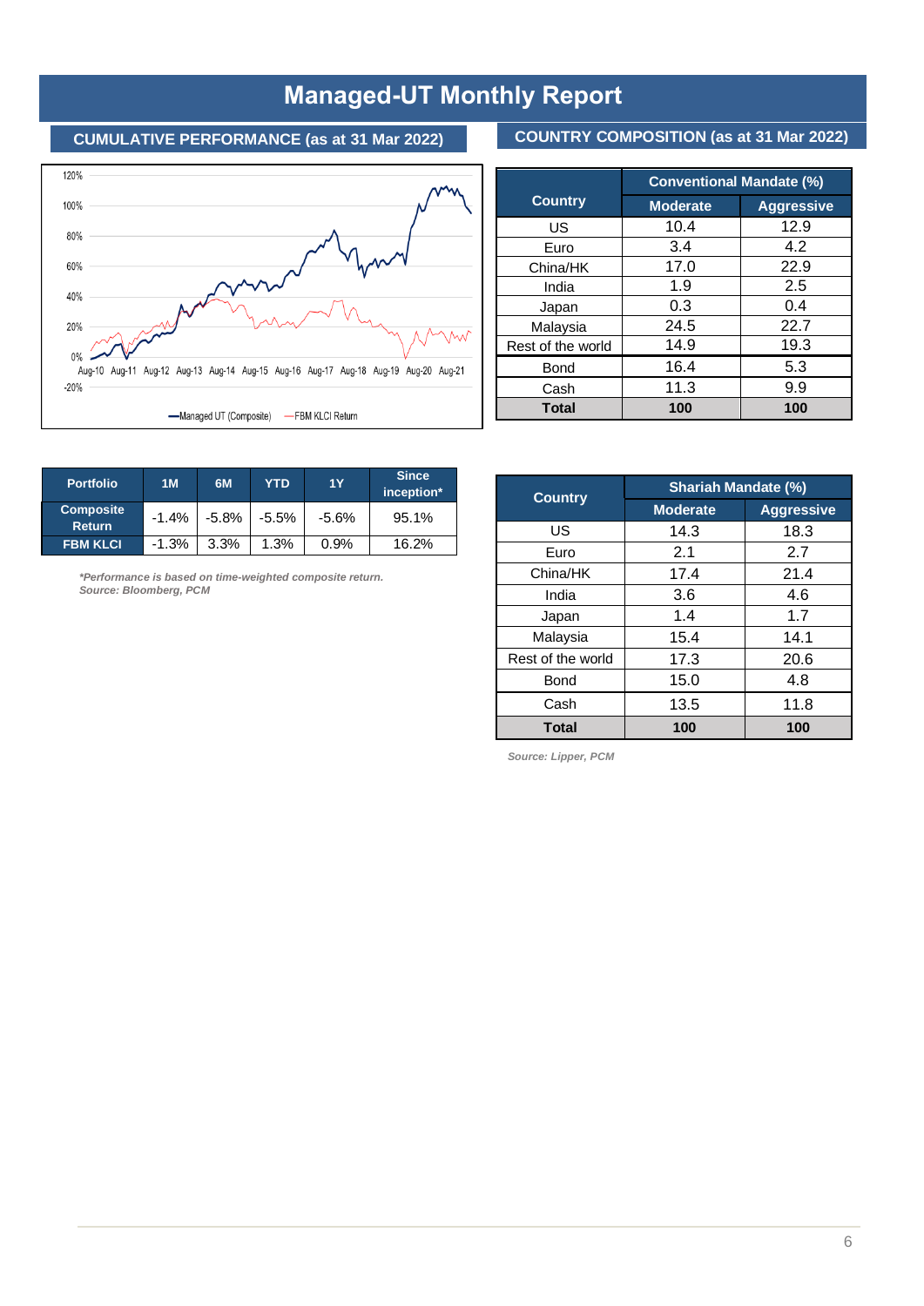# Managed-UT Monthly Report

## CUMULATIVE PERFORMANCE (as at 31 Mar 2022)

| Portfolio | 1M | 6M | YTD | 1Y | Since inception* |
|---|---|---|---|---|---|
| Composite Return | -1.4% | -5.8% | -5.5% | -5.6% | 95.1% |
| FBM KLCI | -1.3% | 3.3% | 1.3% | 0.9% | 16.2% |

*\*Performance is based on time-weighted composite return.*
*Source: Bloomberg, PCM*

## COUNTRY COMPOSITION (as at 31 Mar 2022)

| Country | Conventional Mandate (%) | |
|---|---|---|
| | Moderate | Aggressive |
| US | 10.4 | 12.9 |
| Euro | 3.4 | 4.2 |
| China/HK | 17.0 | 22.9 |
| India | 1.9 | 2.5 |
| Japan | 0.3 | 0.4 |
| Malaysia | 24.5 | 22.7 |
| Rest of the world | 14.9 | 19.3 |
| Bond | 16.4 | 5.3 |
| Cash | 11.3 | 9.9 |
| **Total** | **100** | **100** |

| Country | Shariah Mandate (%) | |
|---|---|---|
| | Moderate | Aggressive |
| US | 14.3 | 18.3 |
| Euro | 2.1 | 2.7 |
| China/HK | 17.4 | 21.4 |
| India | 3.6 | 4.6 |
| Japan | 1.4 | 1.7 |
| Malaysia | 15.4 | 14.1 |
| Rest of the world | 17.3 | 20.6 |
| Bond | 15.0 | 4.8 |
| Cash | 13.5 | 11.8 |
| **Total** | **100** | **100** |

*Source: Lipper, PCM*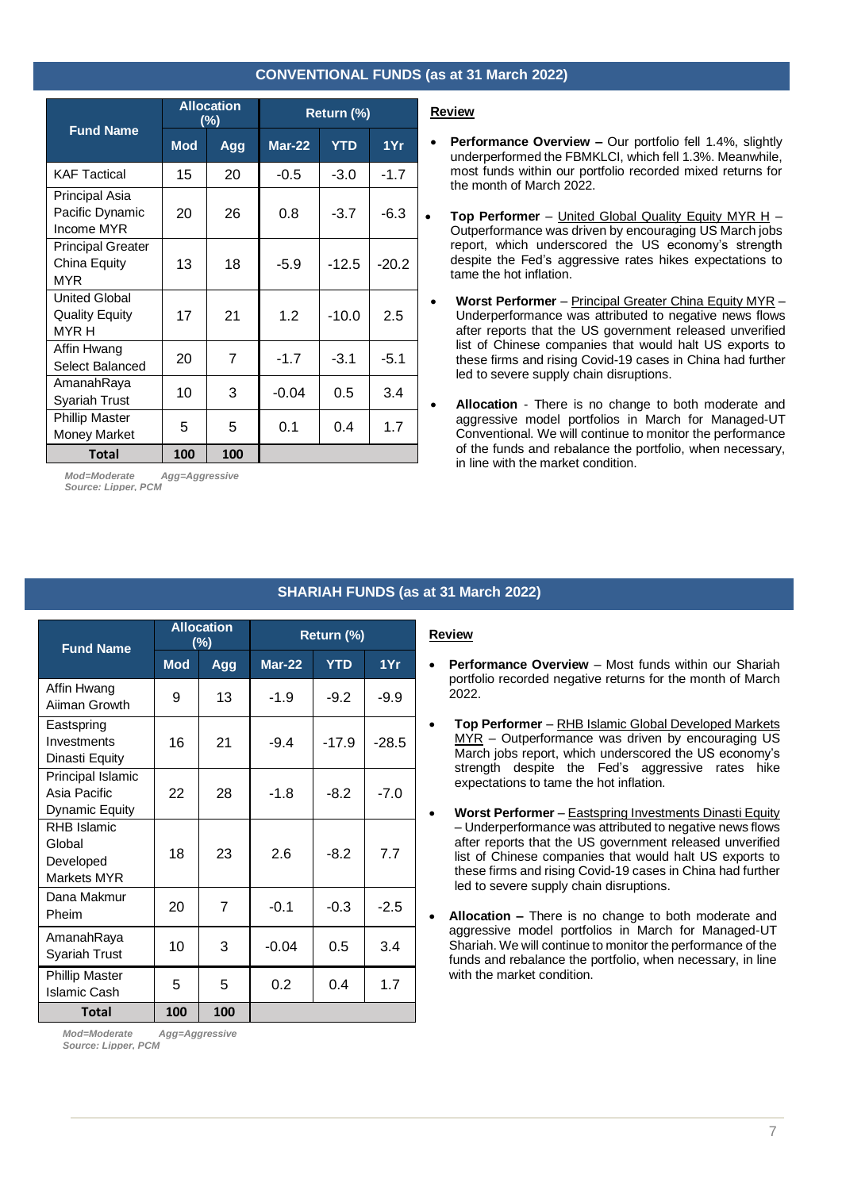## CONVENTIONAL FUNDS (as at 31 March 2022)

| Fund Name | Allocation (%) | | Return (%) | | |
|---|---|---|---|---|---|
| | Mod | Agg | Mar-22 | YTD | 1Yr |
| KAF Tactical | 15 | 20 | -0.5 | -3.0 | -1.7 |
| Principal Asia Pacific Dynamic Income MYR | 20 | 26 | 0.8 | -3.7 | -6.3 |
| Principal Greater China Equity MYR | 13 | 18 | -5.9 | -12.5 | -20.2 |
| United Global Quality Equity MYR H | 17 | 21 | 1.2 | -10.0 | 2.5 |
| Affin Hwang Select Balanced | 20 | 7 | -1.7 | -3.1 | -5.1 |
| AmanahRaya Syariah Trust | 10 | 3 | -0.04 | 0.5 | 3.4 |
| Phillip Master Money Market | 5 | 5 | 0.1 | 0.4 | 1.7 |
| **Total** | **100** | **100** | | | |

*Mod=Moderate Agg=Aggressive*
*Source: Lipper, PCM*

### Review

- **Performance Overview –** Our portfolio fell 1.4%, slightly underperformed the FBMKLCI, which fell 1.3%. Meanwhile, most funds within our portfolio recorded mixed returns for the month of March 2022.
- **Top Performer** – United Global Quality Equity MYR H – Outperformance was driven by encouraging US March jobs report, which underscored the US economy's strength despite the Fed's aggressive rates hikes expectations to tame the hot inflation.
- **Worst Performer** – Principal Greater China Equity MYR – Underperformance was attributed to negative news flows after reports that the US government released unverified list of Chinese companies that would halt US exports to these firms and rising Covid-19 cases in China had further led to severe supply chain disruptions.
- **Allocation** - There is no change to both moderate and aggressive model portfolios in March for Managed-UT Conventional. We will continue to monitor the performance of the funds and rebalance the portfolio, when necessary, in line with the market condition.

## SHARIAH FUNDS (as at 31 March 2022)

| Fund Name | Allocation (%) | | Return (%) | | |
|---|---|---|---|---|---|
| | Mod | Agg | Mar-22 | YTD | 1Yr |
| Affin Hwang Aiiman Growth | 9 | 13 | -1.9 | -9.2 | -9.9 |
| Eastspring Investments Dinasti Equity | 16 | 21 | -9.4 | -17.9 | -28.5 |
| Principal Islamic Asia Pacific Dynamic Equity | 22 | 28 | -1.8 | -8.2 | -7.0 |
| RHB Islamic Global Developed Markets MYR | 18 | 23 | 2.6 | -8.2 | 7.7 |
| Dana Makmur Pheim | 20 | 7 | -0.1 | -0.3 | -2.5 |
| AmanahRaya Syariah Trust | 10 | 3 | -0.04 | 0.5 | 3.4 |
| Phillip Master Islamic Cash | 5 | 5 | 0.2 | 0.4 | 1.7 |
| **Total** | **100** | **100** | | | |

*Mod=Moderate Agg=Aggressive*
*Source: Lipper, PCM*

### Review

- **Performance Overview** – Most funds within our Shariah portfolio recorded negative returns for the month of March 2022.
- **Top Performer** – RHB Islamic Global Developed Markets MYR – Outperformance was driven by encouraging US March jobs report, which underscored the US economy's strength despite the Fed's aggressive rates hike expectations to tame the hot inflation.
- **Worst Performer** – Eastspring Investments Dinasti Equity – Underperformance was attributed to negative news flows after reports that the US government released unverified list of Chinese companies that would halt US exports to these firms and rising Covid-19 cases in China had further led to severe supply chain disruptions.
- **Allocation –** There is no change to both moderate and aggressive model portfolios in March for Managed-UT Shariah. We will continue to monitor the performance of the funds and rebalance the portfolio, when necessary, in line with the market condition.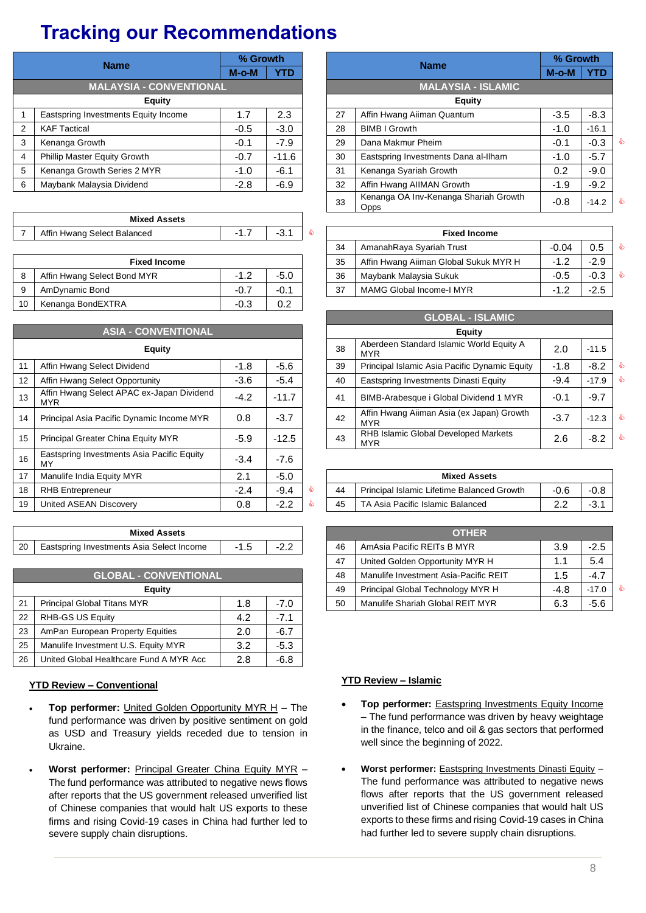# Tracking our Recommendations

| | Name | % Growth M-o-M | % Growth YTD |
|---|---|---|---|
| | **MALAYSIA - CONVENTIONAL** | | |
| | **Equity** | | |
| 1 | Eastspring Investments Equity Income | 1.7 | 2.3 |
| 2 | KAF Tactical | -0.5 | -3.0 |
| 3 | Kenanga Growth | -0.1 | -7.9 |
| 4 | Phillip Master Equity Growth | -0.7 | -11.6 |
| 5 | Kenanga Growth Series 2 MYR | -1.0 | -6.1 |
| 6 | Maybank Malaysia Dividend | -2.8 | -6.9 |
| | **Mixed Assets** | | |
| 7 | Affin Hwang Select Balanced | -1.7 | -3.1 |
| | **Fixed Income** | | |
| 8 | Affin Hwang Select Bond MYR | -1.2 | -5.0 |
| 9 | AmDynamic Bond | -0.7 | -0.1 |
| 10 | Kenanga BondEXTRA | -0.3 | 0.2 |
| | **ASIA - CONVENTIONAL** | | |
| | **Equity** | | |
| 11 | Affin Hwang Select Dividend | -1.8 | -5.6 |
| 12 | Affin Hwang Select Opportunity | -3.6 | -5.4 |
| 13 | Affin Hwang Select APAC ex-Japan Dividend MYR | -4.2 | -11.7 |
| 14 | Principal Asia Pacific Dynamic Income MYR | 0.8 | -3.7 |
| 15 | Principal Greater China Equity MYR | -5.9 | -12.5 |
| 16 | Eastspring Investments Asia Pacific Equity MY | -3.4 | -7.6 |
| 17 | Manulife India Equity MYR | 2.1 | -5.0 |
| 18 | RHB Entrepreneur | -2.4 | -9.4 |
| 19 | United ASEAN Discovery | 0.8 | -2.2 |
| | **Mixed Assets** | | |
| 20 | Eastspring Investments Asia Select Income | -1.5 | -2.2 |
| | **GLOBAL - CONVENTIONAL** | | |
| | **Equity** | | |
| 21 | Principal Global Titans MYR | 1.8 | -7.0 |
| 22 | RHB-GS US Equity | 4.2 | -7.1 |
| 23 | AmPan European Property Equities | 2.0 | -6.7 |
| 25 | Manulife Investment U.S. Equity MYR | 3.2 | -5.3 |
| 26 | United Global Healthcare Fund A MYR Acc | 2.8 | -6.8 |

| | Name | % Growth M-o-M | % Growth YTD |
|---|---|---|---|
| | **MALAYSIA - ISLAMIC** | | |
| | **Equity** | | |
| 27 | Affin Hwang Aiiman Quantum | -3.5 | -8.3 |
| 28 | BIMB I Growth | -1.0 | -16.1 |
| 29 | Dana Makmur Pheim | -0.1 | -0.3 |
| 30 | Eastspring Investments Dana al-Ilham | -1.0 | -5.7 |
| 31 | Kenanga Syariah Growth | 0.2 | -9.0 |
| 32 | Affin Hwang AIIMAN Growth | -1.9 | -9.2 |
| 33 | Kenanga OA Inv-Kenanga Shariah Growth Opps | -0.8 | -14.2 |
| | **Fixed Income** | | |
| 34 | AmanahRaya Syariah Trust | -0.04 | 0.5 |
| 35 | Affin Hwang Aiiman Global Sukuk MYR H | -1.2 | -2.9 |
| 36 | Maybank Malaysia Sukuk | -0.5 | -0.3 |
| 37 | MAMG Global Income-I MYR | -1.2 | -2.5 |
| | **GLOBAL - ISLAMIC** | | |
| | **Equity** | | |
| 38 | Aberdeen Standard Islamic World Equity A MYR | 2.0 | -11.5 |
| 39 | Principal Islamic Asia Pacific Dynamic Equity | -1.8 | -8.2 |
| 40 | Eastspring Investments Dinasti Equity | -9.4 | -17.9 |
| 41 | BIMB-Arabesque i Global Dividend 1 MYR | -0.1 | -9.7 |
| 42 | Affin Hwang Aiiman Asia (ex Japan) Growth MYR | -3.7 | -12.3 |
| 43 | RHB Islamic Global Developed Markets MYR | 2.6 | -8.2 |
| | **Mixed Assets** | | |
| 44 | Principal Islamic Lifetime Balanced Growth | -0.6 | -0.8 |
| 45 | TA Asia Pacific Islamic Balanced | 2.2 | -3.1 |
| | **OTHER** | | |
| 46 | AmAsia Pacific REITs B MYR | 3.9 | -2.5 |
| 47 | United Golden Opportunity MYR H | 1.1 | 5.4 |
| 48 | Manulife Investment Asia-Pacific REIT | 1.5 | -4.7 |
| 49 | Principal Global Technology MYR H | -4.8 | -17.0 |
| 50 | Manulife Shariah Global REIT MYR | 6.3 | -5.6 |

## YTD Review – Conventional

- **Top performer:** United Golden Opportunity MYR H **–** The fund performance was driven by positive sentiment on gold as USD and Treasury yields receded due to tension in Ukraine.

- **Worst performer:** Principal Greater China Equity MYR – The fund performance was attributed to negative news flows after reports that the US government released unverified list of Chinese companies that would halt US exports to these firms and rising Covid-19 cases in China had further led to severe supply chain disruptions.

## YTD Review – Islamic

- **Top performer:** Eastspring Investments Equity Income **–** The fund performance was driven by heavy weightage in the finance, telco and oil & gas sectors that performed well since the beginning of 2022.

- **Worst performer:** Eastspring Investments Dinasti Equity – The fund performance was attributed to negative news flows after reports that the US government released unverified list of Chinese companies that would halt US exports to these firms and rising Covid-19 cases in China had further led to severe supply chain disruptions.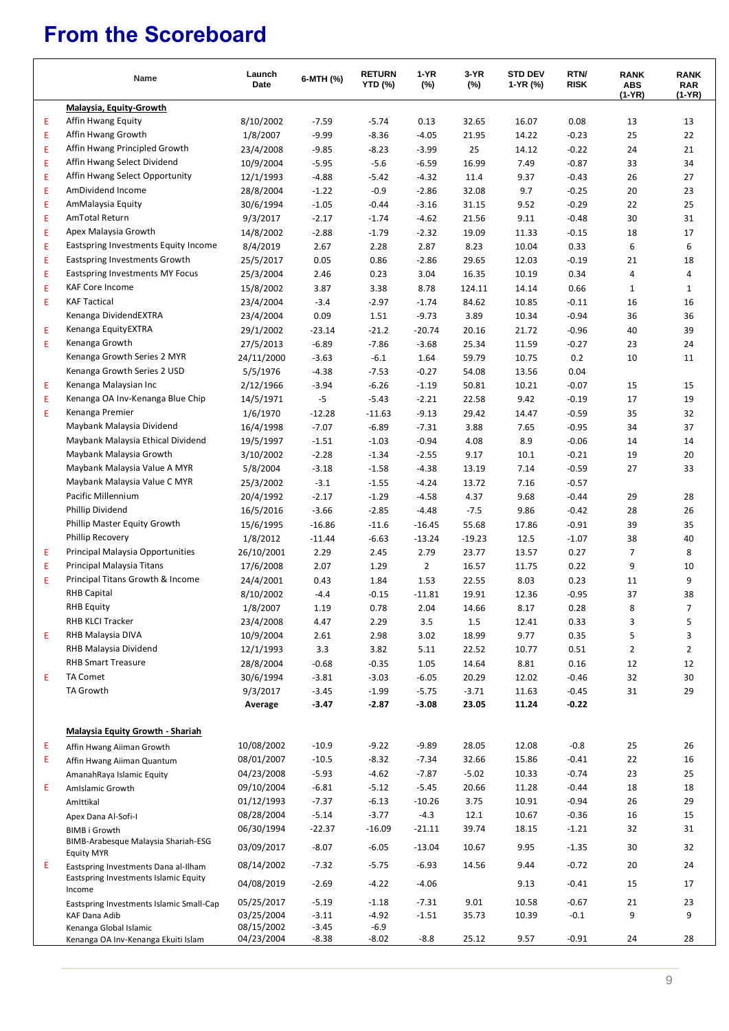# From the Scoreboard

| | Name | Launch Date | 6-MTH (%) | RETURN YTD (%) | 1-YR (%) | 3-YR (%) | STD DEV 1-YR (%) | RTN/ RISK | RANK ABS (1-YR) | RANK RAR (1-YR) |
|---|---|---|---|---|---|---|---|---|---|---|
| | **Malaysia, Equity-Growth** | | | | | | | | | |
| E | Affin Hwang Equity | 8/10/2002 | -7.59 | -5.74 | 0.13 | 32.65 | 16.07 | 0.08 | 13 | 13 |
| E | Affin Hwang Growth | 1/8/2007 | -9.99 | -8.36 | -4.05 | 21.95 | 14.22 | -0.23 | 25 | 22 |
| E | Affin Hwang Principled Growth | 23/4/2008 | -9.85 | -8.23 | -3.99 | 25 | 14.12 | -0.22 | 24 | 21 |
| E | Affin Hwang Select Dividend | 10/9/2004 | -5.95 | -5.6 | -6.59 | 16.99 | 7.49 | -0.87 | 33 | 34 |
| E | Affin Hwang Select Opportunity | 12/1/1993 | -4.88 | -5.42 | -4.32 | 11.4 | 9.37 | -0.43 | 26 | 27 |
| E | AmDividend Income | 28/8/2004 | -1.22 | -0.9 | -2.86 | 32.08 | 9.7 | -0.25 | 20 | 23 |
| E | AmMalaysia Equity | 30/6/1994 | -1.05 | -0.44 | -3.16 | 31.15 | 9.52 | -0.29 | 22 | 25 |
| E | AmTotal Return | 9/3/2017 | -2.17 | -1.74 | -4.62 | 21.56 | 9.11 | -0.48 | 30 | 31 |
| E | Apex Malaysia Growth | 14/8/2002 | -2.88 | -1.79 | -2.32 | 19.09 | 11.33 | -0.15 | 18 | 17 |
| E | Eastspring Investments Equity Income | 8/4/2019 | 2.67 | 2.28 | 2.87 | 8.23 | 10.04 | 0.33 | 6 | 6 |
| E | Eastspring Investments Growth | 25/5/2017 | 0.05 | 0.86 | -2.86 | 29.65 | 12.03 | -0.19 | 21 | 18 |
| E | Eastspring Investments MY Focus | 25/3/2004 | 2.46 | 0.23 | 3.04 | 16.35 | 10.19 | 0.34 | 4 | 4 |
| E | KAF Core Income | 15/8/2002 | 3.87 | 3.38 | 8.78 | 124.11 | 14.14 | 0.66 | 1 | 1 |
| E | KAF Tactical | 23/4/2004 | -3.4 | -2.97 | -1.74 | 84.62 | 10.85 | -0.11 | 16 | 16 |
| | Kenanga DividendEXTRA | 23/4/2004 | 0.09 | 1.51 | -9.73 | 3.89 | 10.34 | -0.94 | 36 | 36 |
| E | Kenanga EquityEXTRA | 29/1/2002 | -23.14 | -21.2 | -20.74 | 20.16 | 21.72 | -0.96 | 40 | 39 |
| E | Kenanga Growth | 27/5/2013 | -6.89 | -7.86 | -3.68 | 25.34 | 11.59 | -0.27 | 23 | 24 |
| | Kenanga Growth Series 2 MYR | 24/11/2000 | -3.63 | -6.1 | 1.64 | 59.79 | 10.75 | 0.2 | 10 | 11 |
| | Kenanga Growth Series 2 USD | 5/5/1976 | -4.38 | -7.53 | -0.27 | 54.08 | 13.56 | 0.04 | | |
| E | Kenanga Malaysian Inc | 2/12/1966 | -3.94 | -6.26 | -1.19 | 50.81 | 10.21 | -0.07 | 15 | 15 |
| E | Kenanga OA Inv-Kenanga Blue Chip | 14/5/1971 | -5 | -5.43 | -2.21 | 22.58 | 9.42 | -0.19 | 17 | 19 |
| E | Kenanga Premier | 1/6/1970 | -12.28 | -11.63 | -9.13 | 29.42 | 14.47 | -0.59 | 35 | 32 |
| | Maybank Malaysia Dividend | 16/4/1998 | -7.07 | -6.89 | -7.31 | 3.88 | 7.65 | -0.95 | 34 | 37 |
| | Maybank Malaysia Ethical Dividend | 19/5/1997 | -1.51 | -1.03 | -0.94 | 4.08 | 8.9 | -0.06 | 14 | 14 |
| | Maybank Malaysia Growth | 3/10/2002 | -2.28 | -1.34 | -2.55 | 9.17 | 10.1 | -0.21 | 19 | 20 |
| | Maybank Malaysia Value A MYR | 5/8/2004 | -3.18 | -1.58 | -4.38 | 13.19 | 7.14 | -0.59 | 27 | 33 |
| | Maybank Malaysia Value C MYR | 25/3/2002 | -3.1 | -1.55 | -4.24 | 13.72 | 7.16 | -0.57 | | |
| | Pacific Millennium | 20/4/1992 | -2.17 | -1.29 | -4.58 | 4.37 | 9.68 | -0.44 | 29 | 28 |
| | Phillip Dividend | 16/5/2016 | -3.66 | -2.85 | -4.48 | -7.5 | 9.86 | -0.42 | 28 | 26 |
| | Phillip Master Equity Growth | 15/6/1995 | -16.86 | -11.6 | -16.45 | 55.68 | 17.86 | -0.91 | 39 | 35 |
| | Phillip Recovery | 1/8/2012 | -11.44 | -6.63 | -13.24 | -19.23 | 12.5 | -1.07 | 38 | 40 |
| E | Principal Malaysia Opportunities | 26/10/2001 | 2.29 | 2.45 | 2.79 | 23.77 | 13.57 | 0.27 | 7 | 8 |
| E | Principal Malaysia Titans | 17/6/2008 | 2.07 | 1.29 | 2 | 16.57 | 11.75 | 0.22 | 9 | 10 |
| E | Principal Titans Growth & Income | 24/4/2001 | 0.43 | 1.84 | 1.53 | 22.55 | 8.03 | 0.23 | 11 | 9 |
| | RHB Capital | 8/10/2002 | -4.4 | -0.15 | -11.81 | 19.91 | 12.36 | -0.95 | 37 | 38 |
| | RHB Equity | 1/8/2007 | 1.19 | 0.78 | 2.04 | 14.66 | 8.17 | 0.28 | 8 | 7 |
| | RHB KLCI Tracker | 23/4/2008 | 4.47 | 2.29 | 3.5 | 1.5 | 12.41 | 0.33 | 3 | 5 |
| E | RHB Malaysia DIVA | 10/9/2004 | 2.61 | 2.98 | 3.02 | 18.99 | 9.77 | 0.35 | 5 | 3 |
| | RHB Malaysia Dividend | 12/1/1993 | 3.3 | 3.82 | 5.11 | 22.52 | 10.77 | 0.51 | 2 | 2 |
| | RHB Smart Treasure | 28/8/2004 | -0.68 | -0.35 | 1.05 | 14.64 | 8.81 | 0.16 | 12 | 12 |
| E | TA Comet | 30/6/1994 | -3.81 | -3.03 | -6.05 | 20.29 | 12.02 | -0.46 | 32 | 30 |
| | TA Growth | 9/3/2017 | -3.45 | -1.99 | -5.75 | -3.71 | 11.63 | -0.45 | 31 | 29 |
| | | **Average** | **-3.47** | **-2.87** | **-3.08** | **23.05** | **11.24** | **-0.22** | | |
| | **Malaysia Equity Growth - Shariah** | | | | | | | | | |
| E | Affin Hwang Aiiman Growth | 10/08/2002 | -10.9 | -9.22 | -9.89 | 28.05 | 12.08 | -0.8 | 25 | 26 |
| E | Affin Hwang Aiiman Quantum | 08/01/2007 | -10.5 | -8.32 | -7.34 | 32.66 | 15.86 | -0.41 | 22 | 16 |
| | AmanahRaya Islamic Equity | 04/23/2008 | -5.93 | -4.62 | -7.87 | -5.02 | 10.33 | -0.74 | 23 | 25 |
| E | AmIslamic Growth | 09/10/2004 | -6.81 | -5.12 | -5.45 | 20.66 | 11.28 | -0.44 | 18 | 18 |
| | AmIttikal | 01/12/1993 | -7.37 | -6.13 | -10.26 | 3.75 | 10.91 | -0.94 | 26 | 29 |
| | Apex Dana Al-Sofi-I | 08/28/2004 | -5.14 | -3.77 | -4.3 | 12.1 | 10.67 | -0.36 | 16 | 15 |
| | BIMB i Growth | 06/30/1994 | -22.37 | -16.09 | -21.11 | 39.74 | 18.15 | -1.21 | 32 | 31 |
| | BIMB-Arabesque Malaysia Shariah-ESG Equity MYR | 03/09/2017 | -8.07 | -6.05 | -13.04 | 10.67 | 9.95 | -1.35 | 30 | 32 |
| E | Eastspring Investments Dana al-Ilham | 08/14/2002 | -7.32 | -5.75 | -6.93 | 14.56 | 9.44 | -0.72 | 20 | 24 |
| | Eastspring Investments Islamic Equity Income | 04/08/2019 | -2.69 | -4.22 | -4.06 | | 9.13 | -0.41 | 15 | 17 |
| | Eastspring Investments Islamic Small-Cap | 05/25/2017 | -5.19 | -1.18 | -7.31 | 9.01 | 10.58 | -0.67 | 21 | 23 |
| | KAF Dana Adib | 03/25/2004 | -3.11 | -4.92 | -1.51 | 35.73 | 10.39 | -0.1 | 9 | 9 |
| | Kenanga Global Islamic | 08/15/2002 | -3.45 | -6.9 | | | | | | |
| | Kenanga OA Inv-Kenanga Ekuiti Islam | 04/23/2004 | -8.38 | -8.02 | -8.8 | 25.12 | 9.57 | -0.91 | 24 | 28 |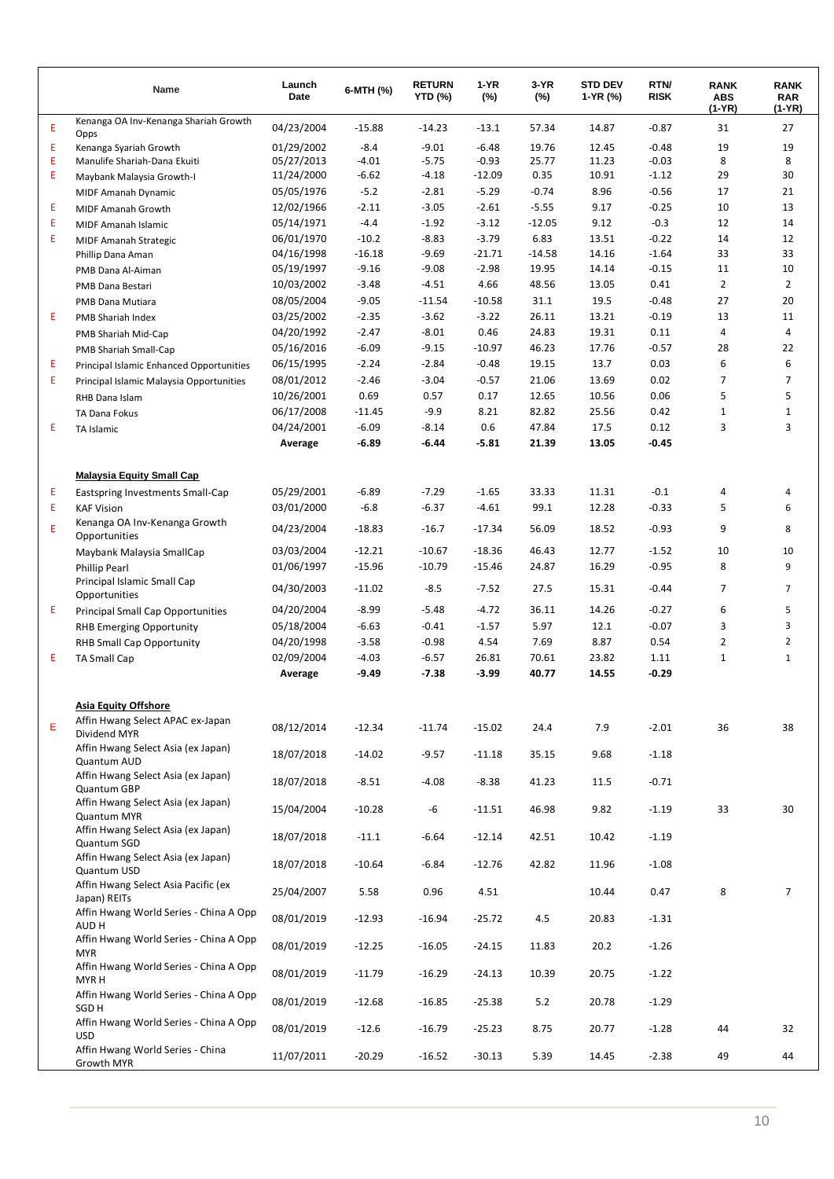| | Name | Launch Date | 6-MTH (%) | RETURN YTD (%) | 1-YR (%) | 3-YR (%) | STD DEV 1-YR (%) | RTN/ RISK | RANK ABS (1-YR) | RANK RAR (1-YR) |
|---|---|---|---|---|---|---|---|---|---|---|
| E | Kenanga OA Inv-Kenanga Shariah Growth Opps | 04/23/2004 | -15.88 | -14.23 | -13.1 | 57.34 | 14.87 | -0.87 | 31 | 27 |
| E | Kenanga Syariah Growth | 01/29/2002 | -8.4 | -9.01 | -6.48 | 19.76 | 12.45 | -0.48 | 19 | 19 |
| E | Manulife Shariah-Dana Ekuiti | 05/27/2013 | -4.01 | -5.75 | -0.93 | 25.77 | 11.23 | -0.03 | 8 | 8 |
| E | Maybank Malaysia Growth-I | 11/24/2000 | -6.62 | -4.18 | -12.09 | 0.35 | 10.91 | -1.12 | 29 | 30 |
| | MIDF Amanah Dynamic | 05/05/1976 | -5.2 | -2.81 | -5.29 | -0.74 | 8.96 | -0.56 | 17 | 21 |
| E | MIDF Amanah Growth | 12/02/1966 | -2.11 | -3.05 | -2.61 | -5.55 | 9.17 | -0.25 | 10 | 13 |
| E | MIDF Amanah Islamic | 05/14/1971 | -4.4 | -1.92 | -3.12 | -12.05 | 9.12 | -0.3 | 12 | 14 |
| E | MIDF Amanah Strategic | 06/01/1970 | -10.2 | -8.83 | -3.79 | 6.83 | 13.51 | -0.22 | 14 | 12 |
| | Phillip Dana Aman | 04/16/1998 | -16.18 | -9.69 | -21.71 | -14.58 | 14.16 | -1.64 | 33 | 33 |
| | PMB Dana Al-Aiman | 05/19/1997 | -9.16 | -9.08 | -2.98 | 19.95 | 14.14 | -0.15 | 11 | 10 |
| | PMB Dana Bestari | 10/03/2002 | -3.48 | -4.51 | 4.66 | 48.56 | 13.05 | 0.41 | 2 | 2 |
| | PMB Dana Mutiara | 08/05/2004 | -9.05 | -11.54 | -10.58 | 31.1 | 19.5 | -0.48 | 27 | 20 |
| E | PMB Shariah Index | 03/25/2002 | -2.35 | -3.62 | -3.22 | 26.11 | 13.21 | -0.19 | 13 | 11 |
| | PMB Shariah Mid-Cap | 04/20/1992 | -2.47 | -8.01 | 0.46 | 24.83 | 19.31 | 0.11 | 4 | 4 |
| | PMB Shariah Small-Cap | 05/16/2016 | -6.09 | -9.15 | -10.97 | 46.23 | 17.76 | -0.57 | 28 | 22 |
| E | Principal Islamic Enhanced Opportunities | 06/15/1995 | -2.24 | -2.84 | -0.48 | 19.15 | 13.7 | 0.03 | 6 | 6 |
| E | Principal Islamic Malaysia Opportunities | 08/01/2012 | -2.46 | -3.04 | -0.57 | 21.06 | 13.69 | 0.02 | 7 | 7 |
| | RHB Dana Islam | 10/26/2001 | 0.69 | 0.57 | 0.17 | 12.65 | 10.56 | 0.06 | 5 | 5 |
| | TA Dana Fokus | 06/17/2008 | -11.45 | -9.9 | 8.21 | 82.82 | 25.56 | 0.42 | 1 | 1 |
| E | TA Islamic | 04/24/2001 | -6.09 | -8.14 | 0.6 | 47.84 | 17.5 | 0.12 | 3 | 3 |
| | | **Average** | **-6.89** | **-6.44** | **-5.81** | **21.39** | **13.05** | **-0.45** | | |
| | **Malaysia Equity Small Cap** | | | | | | | | | |
| E | Eastspring Investments Small-Cap | 05/29/2001 | -6.89 | -7.29 | -1.65 | 33.33 | 11.31 | -0.1 | 4 | 4 |
| E | KAF Vision | 03/01/2000 | -6.8 | -6.37 | -4.61 | 99.1 | 12.28 | -0.33 | 5 | 6 |
| E | Kenanga OA Inv-Kenanga Growth Opportunities | 04/23/2004 | -18.83 | -16.7 | -17.34 | 56.09 | 18.52 | -0.93 | 9 | 8 |
| | Maybank Malaysia SmallCap | 03/03/2004 | -12.21 | -10.67 | -18.36 | 46.43 | 12.77 | -1.52 | 10 | 10 |
| | Phillip Pearl | 01/06/1997 | -15.96 | -10.79 | -15.46 | 24.87 | 16.29 | -0.95 | 8 | 9 |
| | Principal Islamic Small Cap Opportunities | 04/30/2003 | -11.02 | -8.5 | -7.52 | 27.5 | 15.31 | -0.44 | 7 | 7 |
| E | Principal Small Cap Opportunities | 04/20/2004 | -8.99 | -5.48 | -4.72 | 36.11 | 14.26 | -0.27 | 6 | 5 |
| | RHB Emerging Opportunity | 05/18/2004 | -6.63 | -0.41 | -1.57 | 5.97 | 12.1 | -0.07 | 3 | 3 |
| | RHB Small Cap Opportunity | 04/20/1998 | -3.58 | -0.98 | 4.54 | 7.69 | 8.87 | 0.54 | 2 | 2 |
| E | TA Small Cap | 02/09/2004 | -4.03 | -6.57 | 26.81 | 70.61 | 23.82 | 1.11 | 1 | 1 |
| | | **Average** | **-9.49** | **-7.38** | **-3.99** | **40.77** | **14.55** | **-0.29** | | |
| | **Asia Equity Offshore** | | | | | | | | | |
| E | Affin Hwang Select APAC ex-Japan Dividend MYR | 08/12/2014 | -12.34 | -11.74 | -15.02 | 24.4 | 7.9 | -2.01 | 36 | 38 |
| | Affin Hwang Select Asia (ex Japan) Quantum AUD | 18/07/2018 | -14.02 | -9.57 | -11.18 | 35.15 | 9.68 | -1.18 | | |
| | Affin Hwang Select Asia (ex Japan) Quantum GBP | 18/07/2018 | -8.51 | -4.08 | -8.38 | 41.23 | 11.5 | -0.71 | | |
| | Affin Hwang Select Asia (ex Japan) Quantum MYR | 15/04/2004 | -10.28 | -6 | -11.51 | 46.98 | 9.82 | -1.19 | 33 | 30 |
| | Affin Hwang Select Asia (ex Japan) Quantum SGD | 18/07/2018 | -11.1 | -6.64 | -12.14 | 42.51 | 10.42 | -1.19 | | |
| | Affin Hwang Select Asia (ex Japan) Quantum USD | 18/07/2018 | -10.64 | -6.84 | -12.76 | 42.82 | 11.96 | -1.08 | | |
| | Affin Hwang Select Asia Pacific (ex Japan) REITs | 25/04/2007 | 5.58 | 0.96 | 4.51 | | 10.44 | 0.47 | 8 | 7 |
| | Affin Hwang World Series - China A Opp AUD H | 08/01/2019 | -12.93 | -16.94 | -25.72 | 4.5 | 20.83 | -1.31 | | |
| | Affin Hwang World Series - China A Opp MYR | 08/01/2019 | -12.25 | -16.05 | -24.15 | 11.83 | 20.2 | -1.26 | | |
| | Affin Hwang World Series - China A Opp MYR H | 08/01/2019 | -11.79 | -16.29 | -24.13 | 10.39 | 20.75 | -1.22 | | |
| | Affin Hwang World Series - China A Opp SGD H | 08/01/2019 | -12.68 | -16.85 | -25.38 | 5.2 | 20.78 | -1.29 | | |
| | Affin Hwang World Series - China A Opp USD | 08/01/2019 | -12.6 | -16.79 | -25.23 | 8.75 | 20.77 | -1.28 | 44 | 32 |
| | Affin Hwang World Series - China Growth MYR | 11/07/2011 | -20.29 | -16.52 | -30.13 | 5.39 | 14.45 | -2.38 | 49 | 44 |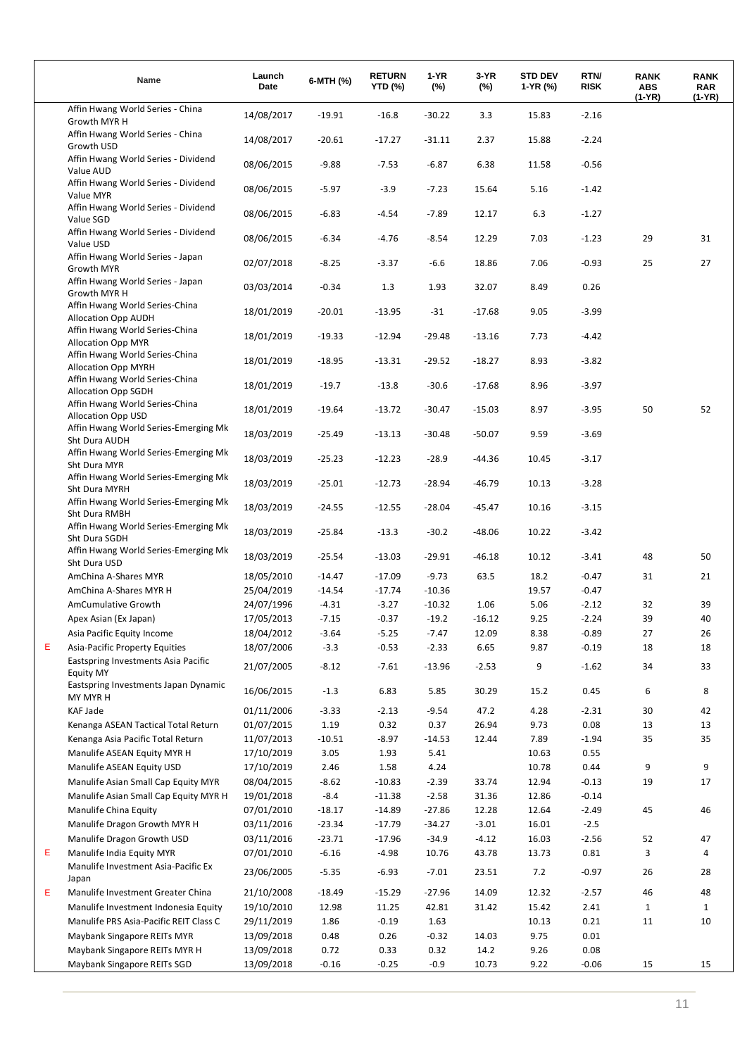| | Name | Launch Date | 6-MTH (%) | RETURN YTD (%) | 1-YR (%) | 3-YR (%) | STD DEV 1-YR (%) | RTN/ RISK | RANK ABS (1-YR) | RANK RAR (1-YR) |
|---|---|---|---|---|---|---|---|---|---|---|
| | Affin Hwang World Series - China Growth MYR H | 14/08/2017 | -19.91 | -16.8 | -30.22 | 3.3 | 15.83 | -2.16 | | |
| | Affin Hwang World Series - China Growth USD | 14/08/2017 | -20.61 | -17.27 | -31.11 | 2.37 | 15.88 | -2.24 | | |
| | Affin Hwang World Series - Dividend Value AUD | 08/06/2015 | -9.88 | -7.53 | -6.87 | 6.38 | 11.58 | -0.56 | | |
| | Affin Hwang World Series - Dividend Value MYR | 08/06/2015 | -5.97 | -3.9 | -7.23 | 15.64 | 5.16 | -1.42 | | |
| | Affin Hwang World Series - Dividend Value SGD | 08/06/2015 | -6.83 | -4.54 | -7.89 | 12.17 | 6.3 | -1.27 | | |
| | Affin Hwang World Series - Dividend Value USD | 08/06/2015 | -6.34 | -4.76 | -8.54 | 12.29 | 7.03 | -1.23 | 29 | 31 |
| | Affin Hwang World Series - Japan Growth MYR | 02/07/2018 | -8.25 | -3.37 | -6.6 | 18.86 | 7.06 | -0.93 | 25 | 27 |
| | Affin Hwang World Series - Japan Growth MYR H | 03/03/2014 | -0.34 | 1.3 | 1.93 | 32.07 | 8.49 | 0.26 | | |
| | Affin Hwang World Series-China Allocation Opp AUDH | 18/01/2019 | -20.01 | -13.95 | -31 | -17.68 | 9.05 | -3.99 | | |
| | Affin Hwang World Series-China Allocation Opp MYR | 18/01/2019 | -19.33 | -12.94 | -29.48 | -13.16 | 7.73 | -4.42 | | |
| | Affin Hwang World Series-China Allocation Opp MYRH | 18/01/2019 | -18.95 | -13.31 | -29.52 | -18.27 | 8.93 | -3.82 | | |
| | Affin Hwang World Series-China Allocation Opp SGDH | 18/01/2019 | -19.7 | -13.8 | -30.6 | -17.68 | 8.96 | -3.97 | | |
| | Affin Hwang World Series-China Allocation Opp USD | 18/01/2019 | -19.64 | -13.72 | -30.47 | -15.03 | 8.97 | -3.95 | 50 | 52 |
| | Affin Hwang World Series-Emerging Mk Sht Dura AUDH | 18/03/2019 | -25.49 | -13.13 | -30.48 | -50.07 | 9.59 | -3.69 | | |
| | Affin Hwang World Series-Emerging Mk Sht Dura MYR | 18/03/2019 | -25.23 | -12.23 | -28.9 | -44.36 | 10.45 | -3.17 | | |
| | Affin Hwang World Series-Emerging Mk Sht Dura MYRH | 18/03/2019 | -25.01 | -12.73 | -28.94 | -46.79 | 10.13 | -3.28 | | |
| | Affin Hwang World Series-Emerging Mk Sht Dura RMBH | 18/03/2019 | -24.55 | -12.55 | -28.04 | -45.47 | 10.16 | -3.15 | | |
| | Affin Hwang World Series-Emerging Mk Sht Dura SGDH | 18/03/2019 | -25.84 | -13.3 | -30.2 | -48.06 | 10.22 | -3.42 | | |
| | Affin Hwang World Series-Emerging Mk Sht Dura USD | 18/03/2019 | -25.54 | -13.03 | -29.91 | -46.18 | 10.12 | -3.41 | 48 | 50 |
| | AmChina A-Shares MYR | 18/05/2010 | -14.47 | -17.09 | -9.73 | 63.5 | 18.2 | -0.47 | 31 | 21 |
| | AmChina A-Shares MYR H | 25/04/2019 | -14.54 | -17.74 | -10.36 | | 19.57 | -0.47 | | |
| | AmCumulative Growth | 24/07/1996 | -4.31 | -3.27 | -10.32 | 1.06 | 5.06 | -2.12 | 32 | 39 |
| | Apex Asian (Ex Japan) | 17/05/2013 | -7.15 | -0.37 | -19.2 | -16.12 | 9.25 | -2.24 | 39 | 40 |
| | Asia Pacific Equity Income | 18/04/2012 | -3.64 | -5.25 | -7.47 | 12.09 | 8.38 | -0.89 | 27 | 26 |
| E | Asia-Pacific Property Equities | 18/07/2006 | -3.3 | -0.53 | -2.33 | 6.65 | 9.87 | -0.19 | 18 | 18 |
| | Eastspring Investments Asia Pacific Equity MY | 21/07/2005 | -8.12 | -7.61 | -13.96 | -2.53 | 9 | -1.62 | 34 | 33 |
| | Eastspring Investments Japan Dynamic MY MYR H | 16/06/2015 | -1.3 | 6.83 | 5.85 | 30.29 | 15.2 | 0.45 | 6 | 8 |
| | KAF Jade | 01/11/2006 | -3.33 | -2.13 | -9.54 | 47.2 | 4.28 | -2.31 | 30 | 42 |
| | Kenanga ASEAN Tactical Total Return | 01/07/2015 | 1.19 | 0.32 | 0.37 | 26.94 | 9.73 | 0.08 | 13 | 13 |
| | Kenanga Asia Pacific Total Return | 11/07/2013 | -10.51 | -8.97 | -14.53 | 12.44 | 7.89 | -1.94 | 35 | 35 |
| | Manulife ASEAN Equity MYR H | 17/10/2019 | 3.05 | 1.93 | 5.41 | | 10.63 | 0.55 | | |
| | Manulife ASEAN Equity USD | 17/10/2019 | 2.46 | 1.58 | 4.24 | | 10.78 | 0.44 | 9 | 9 |
| | Manulife Asian Small Cap Equity MYR | 08/04/2015 | -8.62 | -10.83 | -2.39 | 33.74 | 12.94 | -0.13 | 19 | 17 |
| | Manulife Asian Small Cap Equity MYR H | 19/01/2018 | -8.4 | -11.38 | -2.58 | 31.36 | 12.86 | -0.14 | | |
| | Manulife China Equity | 07/01/2010 | -18.17 | -14.89 | -27.86 | 12.28 | 12.64 | -2.49 | 45 | 46 |
| | Manulife Dragon Growth MYR H | 03/11/2016 | -23.34 | -17.79 | -34.27 | -3.01 | 16.01 | -2.5 | | |
| | Manulife Dragon Growth USD | 03/11/2016 | -23.71 | -17.96 | -34.9 | -4.12 | 16.03 | -2.56 | 52 | 47 |
| E | Manulife India Equity MYR | 07/01/2010 | -6.16 | -4.98 | 10.76 | 43.78 | 13.73 | 0.81 | 3 | 4 |
| | Manulife Investment Asia-Pacific Ex Japan | 23/06/2005 | -5.35 | -6.93 | -7.01 | 23.51 | 7.2 | -0.97 | 26 | 28 |
| E | Manulife Investment Greater China | 21/10/2008 | -18.49 | -15.29 | -27.96 | 14.09 | 12.32 | -2.57 | 46 | 48 |
| | Manulife Investment Indonesia Equity | 19/10/2010 | 12.98 | 11.25 | 42.81 | 31.42 | 15.42 | 2.41 | 1 | 1 |
| | Manulife PRS Asia-Pacific REIT Class C | 29/11/2019 | 1.86 | -0.19 | 1.63 | | 10.13 | 0.21 | 11 | 10 |
| | Maybank Singapore REITs MYR | 13/09/2018 | 0.48 | 0.26 | -0.32 | 14.03 | 9.75 | 0.01 | | |
| | Maybank Singapore REITs MYR H | 13/09/2018 | 0.72 | 0.33 | 0.32 | 14.2 | 9.26 | 0.08 | | |
| | Maybank Singapore REITs SGD | 13/09/2018 | -0.16 | -0.25 | -0.9 | 10.73 | 9.22 | -0.06 | 15 | 15 |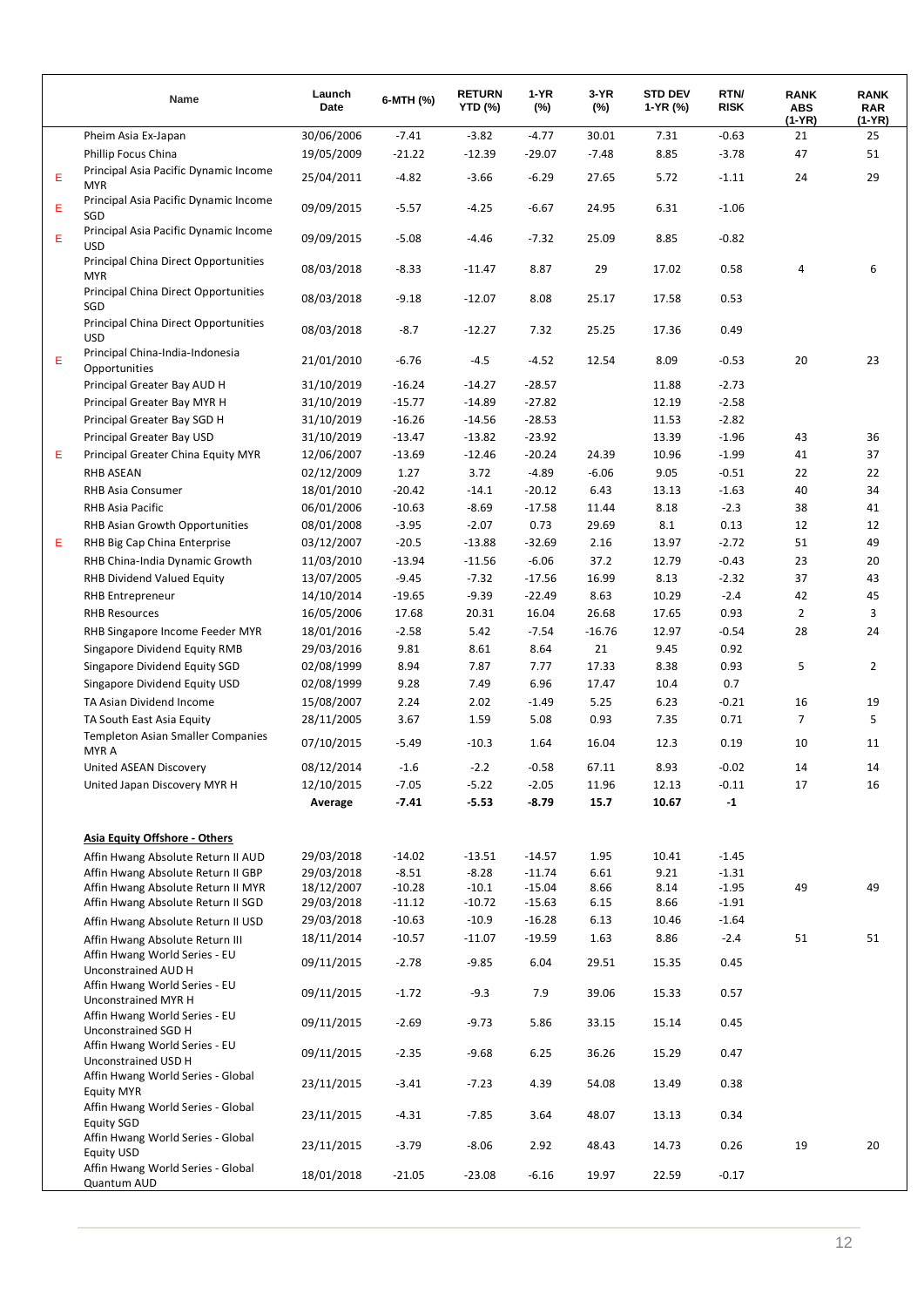| | Name | Launch Date | 6-MTH (%) | RETURN YTD (%) | 1-YR (%) | 3-YR (%) | STD DEV 1-YR (%) | RTN/ RISK | RANK ABS (1-YR) | RANK RAR (1-YR) |
|---|---|---|---|---|---|---|---|---|---|---|
| | Pheim Asia Ex-Japan | 30/06/2006 | -7.41 | -3.82 | -4.77 | 30.01 | 7.31 | -0.63 | 21 | 25 |
| | Phillip Focus China | 19/05/2009 | -21.22 | -12.39 | -29.07 | -7.48 | 8.85 | -3.78 | 47 | 51 |
| E | Principal Asia Pacific Dynamic Income MYR | 25/04/2011 | -4.82 | -3.66 | -6.29 | 27.65 | 5.72 | -1.11 | 24 | 29 |
| E | Principal Asia Pacific Dynamic Income SGD | 09/09/2015 | -5.57 | -4.25 | -6.67 | 24.95 | 6.31 | -1.06 | | |
| E | Principal Asia Pacific Dynamic Income USD | 09/09/2015 | -5.08 | -4.46 | -7.32 | 25.09 | 8.85 | -0.82 | | |
| | Principal China Direct Opportunities MYR | 08/03/2018 | -8.33 | -11.47 | 8.87 | 29 | 17.02 | 0.58 | 4 | 6 |
| | Principal China Direct Opportunities SGD | 08/03/2018 | -9.18 | -12.07 | 8.08 | 25.17 | 17.58 | 0.53 | | |
| | Principal China Direct Opportunities USD | 08/03/2018 | -8.7 | -12.27 | 7.32 | 25.25 | 17.36 | 0.49 | | |
| E | Principal China-India-Indonesia Opportunities | 21/01/2010 | -6.76 | -4.5 | -4.52 | 12.54 | 8.09 | -0.53 | 20 | 23 |
| | Principal Greater Bay AUD H | 31/10/2019 | -16.24 | -14.27 | -28.57 | | 11.88 | -2.73 | | |
| | Principal Greater Bay MYR H | 31/10/2019 | -15.77 | -14.89 | -27.82 | | 12.19 | -2.58 | | |
| | Principal Greater Bay SGD H | 31/10/2019 | -16.26 | -14.56 | -28.53 | | 11.53 | -2.82 | | |
| | Principal Greater Bay USD | 31/10/2019 | -13.47 | -13.82 | -23.92 | | 13.39 | -1.96 | 43 | 36 |
| E | Principal Greater China Equity MYR | 12/06/2007 | -13.69 | -12.46 | -20.24 | 24.39 | 10.96 | -1.99 | 41 | 37 |
| | RHB ASEAN | 02/12/2009 | 1.27 | 3.72 | -4.89 | -6.06 | 9.05 | -0.51 | 22 | 22 |
| | RHB Asia Consumer | 18/01/2010 | -20.42 | -14.1 | -20.12 | 6.43 | 13.13 | -1.63 | 40 | 34 |
| | RHB Asia Pacific | 06/01/2006 | -10.63 | -8.69 | -17.58 | 11.44 | 8.18 | -2.3 | 38 | 41 |
| | RHB Asian Growth Opportunities | 08/01/2008 | -3.95 | -2.07 | 0.73 | 29.69 | 8.1 | 0.13 | 12 | 12 |
| E | RHB Big Cap China Enterprise | 03/12/2007 | -20.5 | -13.88 | -32.69 | 2.16 | 13.97 | -2.72 | 51 | 49 |
| | RHB China-India Dynamic Growth | 11/03/2010 | -13.94 | -11.56 | -6.06 | 37.2 | 12.79 | -0.43 | 23 | 20 |
| | RHB Dividend Valued Equity | 13/07/2005 | -9.45 | -7.32 | -17.56 | 16.99 | 8.13 | -2.32 | 37 | 43 |
| | RHB Entrepreneur | 14/10/2014 | -19.65 | -9.39 | -22.49 | 8.63 | 10.29 | -2.4 | 42 | 45 |
| | RHB Resources | 16/05/2006 | 17.68 | 20.31 | 16.04 | 26.68 | 17.65 | 0.93 | 2 | 3 |
| | RHB Singapore Income Feeder MYR | 18/01/2016 | -2.58 | 5.42 | -7.54 | -16.76 | 12.97 | -0.54 | 28 | 24 |
| | Singapore Dividend Equity RMB | 29/03/2016 | 9.81 | 8.61 | 8.64 | 21 | 9.45 | 0.92 | | |
| | Singapore Dividend Equity SGD | 02/08/1999 | 8.94 | 7.87 | 7.77 | 17.33 | 8.38 | 0.93 | 5 | 2 |
| | Singapore Dividend Equity USD | 02/08/1999 | 9.28 | 7.49 | 6.96 | 17.47 | 10.4 | 0.7 | | |
| | TA Asian Dividend Income | 15/08/2007 | 2.24 | 2.02 | -1.49 | 5.25 | 6.23 | -0.21 | 16 | 19 |
| | TA South East Asia Equity | 28/11/2005 | 3.67 | 1.59 | 5.08 | 0.93 | 7.35 | 0.71 | 7 | 5 |
| | Templeton Asian Smaller Companies MYR A | 07/10/2015 | -5.49 | -10.3 | 1.64 | 16.04 | 12.3 | 0.19 | 10 | 11 |
| | United ASEAN Discovery | 08/12/2014 | -1.6 | -2.2 | -0.58 | 67.11 | 8.93 | -0.02 | 14 | 14 |
| | United Japan Discovery MYR H | 12/10/2015 | -7.05 | -5.22 | -2.05 | 11.96 | 12.13 | -0.11 | 17 | 16 |
| | | **Average** | **-7.41** | **-5.53** | **-8.79** | **15.7** | **10.67** | **-1** | | |
| | **Asia Equity Offshore - Others** | | | | | | | | | |
| | Affin Hwang Absolute Return II AUD | 29/03/2018 | -14.02 | -13.51 | -14.57 | 1.95 | 10.41 | -1.45 | | |
| | Affin Hwang Absolute Return II GBP | 29/03/2018 | -8.51 | -8.28 | -11.74 | 6.61 | 9.21 | -1.31 | | |
| | Affin Hwang Absolute Return II MYR | 18/12/2007 | -10.28 | -10.1 | -15.04 | 8.66 | 8.14 | -1.95 | 49 | 49 |
| | Affin Hwang Absolute Return II SGD | 29/03/2018 | -11.12 | -10.72 | -15.63 | 6.15 | 8.66 | -1.91 | | |
| | Affin Hwang Absolute Return II USD | 29/03/2018 | -10.63 | -10.9 | -16.28 | 6.13 | 10.46 | -1.64 | | |
| | Affin Hwang Absolute Return III | 18/11/2014 | -10.57 | -11.07 | -19.59 | 1.63 | 8.86 | -2.4 | 51 | 51 |
| | Affin Hwang World Series - EU Unconstrained AUD H | 09/11/2015 | -2.78 | -9.85 | 6.04 | 29.51 | 15.35 | 0.45 | | |
| | Affin Hwang World Series - EU Unconstrained MYR H | 09/11/2015 | -1.72 | -9.3 | 7.9 | 39.06 | 15.33 | 0.57 | | |
| | Affin Hwang World Series - EU Unconstrained SGD H | 09/11/2015 | -2.69 | -9.73 | 5.86 | 33.15 | 15.14 | 0.45 | | |
| | Affin Hwang World Series - EU Unconstrained USD H | 09/11/2015 | -2.35 | -9.68 | 6.25 | 36.26 | 15.29 | 0.47 | | |
| | Affin Hwang World Series - Global Equity MYR | 23/11/2015 | -3.41 | -7.23 | 4.39 | 54.08 | 13.49 | 0.38 | | |
| | Affin Hwang World Series - Global Equity SGD | 23/11/2015 | -4.31 | -7.85 | 3.64 | 48.07 | 13.13 | 0.34 | | |
| | Affin Hwang World Series - Global Equity USD | 23/11/2015 | -3.79 | -8.06 | 2.92 | 48.43 | 14.73 | 0.26 | 19 | 20 |
| | Affin Hwang World Series - Global Quantum AUD | 18/01/2018 | -21.05 | -23.08 | -6.16 | 19.97 | 22.59 | -0.17 | | |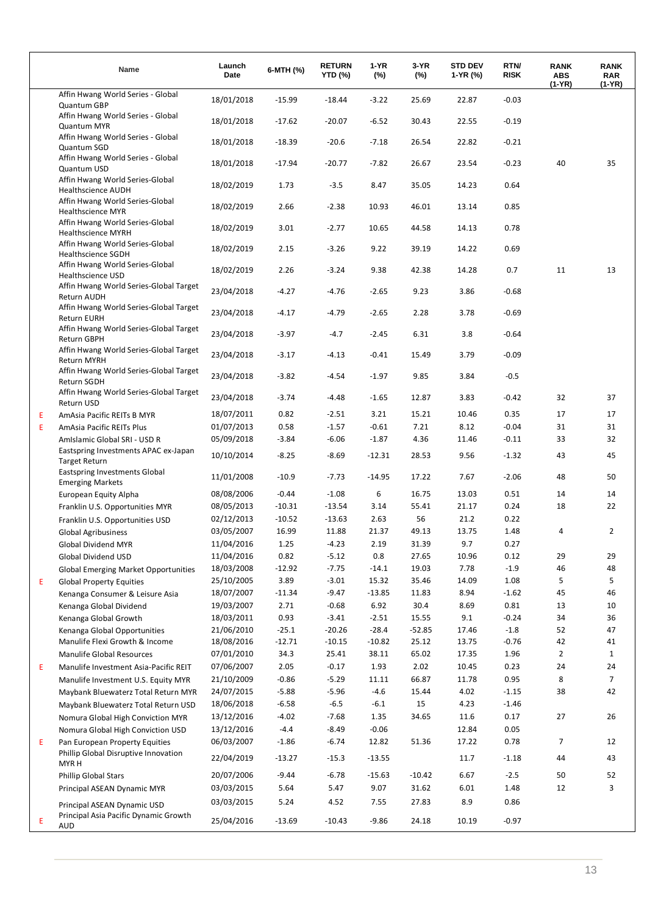| | Name | Launch Date | 6-MTH (%) | RETURN YTD (%) | 1-YR (%) | 3-YR (%) | STD DEV 1-YR (%) | RTN/ RISK | RANK ABS (1-YR) | RANK RAR (1-YR) |
|---|---|---|---|---|---|---|---|---|---|---|
| | Affin Hwang World Series - Global Quantum GBP | 18/01/2018 | -15.99 | -18.44 | -3.22 | 25.69 | 22.87 | -0.03 | | |
| | Affin Hwang World Series - Global Quantum MYR | 18/01/2018 | -17.62 | -20.07 | -6.52 | 30.43 | 22.55 | -0.19 | | |
| | Affin Hwang World Series - Global Quantum SGD | 18/01/2018 | -18.39 | -20.6 | -7.18 | 26.54 | 22.82 | -0.21 | | |
| | Affin Hwang World Series - Global Quantum USD | 18/01/2018 | -17.94 | -20.77 | -7.82 | 26.67 | 23.54 | -0.23 | 40 | 35 |
| | Affin Hwang World Series-Global Healthscience AUDH | 18/02/2019 | 1.73 | -3.5 | 8.47 | 35.05 | 14.23 | 0.64 | | |
| | Affin Hwang World Series-Global Healthscience MYR | 18/02/2019 | 2.66 | -2.38 | 10.93 | 46.01 | 13.14 | 0.85 | | |
| | Affin Hwang World Series-Global Healthscience MYRH | 18/02/2019 | 3.01 | -2.77 | 10.65 | 44.58 | 14.13 | 0.78 | | |
| | Affin Hwang World Series-Global Healthscience SGDH | 18/02/2019 | 2.15 | -3.26 | 9.22 | 39.19 | 14.22 | 0.69 | | |
| | Affin Hwang World Series-Global Healthscience USD | 18/02/2019 | 2.26 | -3.24 | 9.38 | 42.38 | 14.28 | 0.7 | 11 | 13 |
| | Affin Hwang World Series-Global Target Return AUDH | 23/04/2018 | -4.27 | -4.76 | -2.65 | 9.23 | 3.86 | -0.68 | | |
| | Affin Hwang World Series-Global Target Return EURH | 23/04/2018 | -4.17 | -4.79 | -2.65 | 2.28 | 3.78 | -0.69 | | |
| | Affin Hwang World Series-Global Target Return GBPH | 23/04/2018 | -3.97 | -4.7 | -2.45 | 6.31 | 3.8 | -0.64 | | |
| | Affin Hwang World Series-Global Target Return MYRH | 23/04/2018 | -3.17 | -4.13 | -0.41 | 15.49 | 3.79 | -0.09 | | |
| | Affin Hwang World Series-Global Target Return SGDH | 23/04/2018 | -3.82 | -4.54 | -1.97 | 9.85 | 3.84 | -0.5 | | |
| | Affin Hwang World Series-Global Target Return USD | 23/04/2018 | -3.74 | -4.48 | -1.65 | 12.87 | 3.83 | -0.42 | 32 | 37 |
| E | AmAsia Pacific REITs B MYR | 18/07/2011 | 0.82 | -2.51 | 3.21 | 15.21 | 10.46 | 0.35 | 17 | 17 |
| E | AmAsia Pacific REITs Plus | 01/07/2013 | 0.58 | -1.57 | -0.61 | 7.21 | 8.12 | -0.04 | 31 | 31 |
| | AmIslamic Global SRI - USD R | 05/09/2018 | -3.84 | -6.06 | -1.87 | 4.36 | 11.46 | -0.11 | 33 | 32 |
| | Eastspring Investments APAC ex-Japan Target Return | 10/10/2014 | -8.25 | -8.69 | -12.31 | 28.53 | 9.56 | -1.32 | 43 | 45 |
| | Eastspring Investments Global Emerging Markets | 11/01/2008 | -10.9 | -7.73 | -14.95 | 17.22 | 7.67 | -2.06 | 48 | 50 |
| | European Equity Alpha | 08/08/2006 | -0.44 | -1.08 | 6 | 16.75 | 13.03 | 0.51 | 14 | 14 |
| | Franklin U.S. Opportunities MYR | 08/05/2013 | -10.31 | -13.54 | 3.14 | 55.41 | 21.17 | 0.24 | 18 | 22 |
| | Franklin U.S. Opportunities USD | 02/12/2013 | -10.52 | -13.63 | 2.63 | 56 | 21.2 | 0.22 | | |
| | Global Agribusiness | 03/05/2007 | 16.99 | 11.88 | 21.37 | 49.13 | 13.75 | 1.48 | 4 | 2 |
| | Global Dividend MYR | 11/04/2016 | 1.25 | -4.23 | 2.19 | 31.39 | 9.7 | 0.27 | | |
| | Global Dividend USD | 11/04/2016 | 0.82 | -5.12 | 0.8 | 27.65 | 10.96 | 0.12 | 29 | 29 |
| | Global Emerging Market Opportunities | 18/03/2008 | -12.92 | -7.75 | -14.1 | 19.03 | 7.78 | -1.9 | 46 | 48 |
| E | Global Property Equities | 25/10/2005 | 3.89 | -3.01 | 15.32 | 35.46 | 14.09 | 1.08 | 5 | 5 |
| | Kenanga Consumer & Leisure Asia | 18/07/2007 | -11.34 | -9.47 | -13.85 | 11.83 | 8.94 | -1.62 | 45 | 46 |
| | Kenanga Global Dividend | 19/03/2007 | 2.71 | -0.68 | 6.92 | 30.4 | 8.69 | 0.81 | 13 | 10 |
| | Kenanga Global Growth | 18/03/2011 | 0.93 | -3.41 | -2.51 | 15.55 | 9.1 | -0.24 | 34 | 36 |
| | Kenanga Global Opportunities | 21/06/2010 | -25.1 | -20.26 | -28.4 | -52.85 | 17.46 | -1.8 | 52 | 47 |
| | Manulife Flexi Growth & Income | 18/08/2016 | -12.71 | -10.15 | -10.82 | 25.12 | 13.75 | -0.76 | 42 | 41 |
| | Manulife Global Resources | 07/01/2010 | 34.3 | 25.41 | 38.11 | 65.02 | 17.35 | 1.96 | 2 | 1 |
| E | Manulife Investment Asia-Pacific REIT | 07/06/2007 | 2.05 | -0.17 | 1.93 | 2.02 | 10.45 | 0.23 | 24 | 24 |
| | Manulife Investment U.S. Equity MYR | 21/10/2009 | -0.86 | -5.29 | 11.11 | 66.87 | 11.78 | 0.95 | 8 | 7 |
| | Maybank Bluewaterz Total Return MYR | 24/07/2015 | -5.88 | -5.96 | -4.6 | 15.44 | 4.02 | -1.15 | 38 | 42 |
| | Maybank Bluewaterz Total Return USD | 18/06/2018 | -6.58 | -6.5 | -6.1 | 15 | 4.23 | -1.46 | | |
| | Nomura Global High Conviction MYR | 13/12/2016 | -4.02 | -7.68 | 1.35 | 34.65 | 11.6 | 0.17 | 27 | 26 |
| | Nomura Global High Conviction USD | 13/12/2016 | -4.4 | -8.49 | -0.06 | | 12.84 | 0.05 | | |
| E | Pan European Property Equities | 06/03/2007 | -1.86 | -6.74 | 12.82 | 51.36 | 17.22 | 0.78 | 7 | 12 |
| | Phillip Global Disruptive Innovation MYR H | 22/04/2019 | -13.27 | -15.3 | -13.55 | | 11.7 | -1.18 | 44 | 43 |
| | Phillip Global Stars | 20/07/2006 | -9.44 | -6.78 | -15.63 | -10.42 | 6.67 | -2.5 | 50 | 52 |
| | Principal ASEAN Dynamic MYR | 03/03/2015 | 5.64 | 5.47 | 9.07 | 31.62 | 6.01 | 1.48 | 12 | 3 |
| | Principal ASEAN Dynamic USD | 03/03/2015 | 5.24 | 4.52 | 7.55 | 27.83 | 8.9 | 0.86 | | |
| E | Principal Asia Pacific Dynamic Growth AUD | 25/04/2016 | -13.69 | -10.43 | -9.86 | 24.18 | 10.19 | -0.97 | | |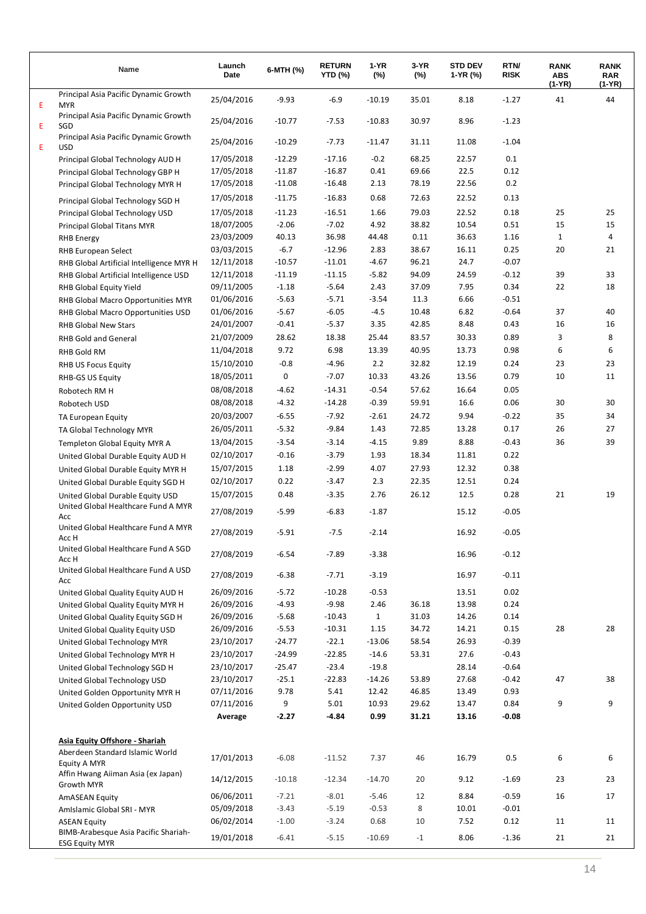| | Name | Launch Date | 6-MTH (%) | RETURN YTD (%) | 1-YR (%) | 3-YR (%) | STD DEV 1-YR (%) | RTN/ RISK | RANK ABS (1-YR) | RANK RAR (1-YR) |
|---|---|---|---|---|---|---|---|---|---|---|
| E | Principal Asia Pacific Dynamic Growth MYR | 25/04/2016 | -9.93 | -6.9 | -10.19 | 35.01 | 8.18 | -1.27 | 41 | 44 |
| E | Principal Asia Pacific Dynamic Growth SGD | 25/04/2016 | -10.77 | -7.53 | -10.83 | 30.97 | 8.96 | -1.23 | | |
| E | Principal Asia Pacific Dynamic Growth USD | 25/04/2016 | -10.29 | -7.73 | -11.47 | 31.11 | 11.08 | -1.04 | | |
| | Principal Global Technology AUD H | 17/05/2018 | -12.29 | -17.16 | -0.2 | 68.25 | 22.57 | 0.1 | | |
| | Principal Global Technology GBP H | 17/05/2018 | -11.87 | -16.87 | 0.41 | 69.66 | 22.5 | 0.12 | | |
| | Principal Global Technology MYR H | 17/05/2018 | -11.08 | -16.48 | 2.13 | 78.19 | 22.56 | 0.2 | | |
| | Principal Global Technology SGD H | 17/05/2018 | -11.75 | -16.83 | 0.68 | 72.63 | 22.52 | 0.13 | | |
| | Principal Global Technology USD | 17/05/2018 | -11.23 | -16.51 | 1.66 | 79.03 | 22.52 | 0.18 | 25 | 25 |
| | Principal Global Titans MYR | 18/07/2005 | -2.06 | -7.02 | 4.92 | 38.82 | 10.54 | 0.51 | 15 | 15 |
| | RHB Energy | 23/03/2009 | 40.13 | 36.98 | 44.48 | 0.11 | 36.63 | 1.16 | 1 | 4 |
| | RHB European Select | 03/03/2015 | -6.7 | -12.96 | 2.83 | 38.67 | 16.11 | 0.25 | 20 | 21 |
| | RHB Global Artificial Intelligence MYR H | 12/11/2018 | -10.57 | -11.01 | -4.67 | 96.21 | 24.7 | -0.07 | | |
| | RHB Global Artificial Intelligence USD | 12/11/2018 | -11.19 | -11.15 | -5.82 | 94.09 | 24.59 | -0.12 | 39 | 33 |
| | RHB Global Equity Yield | 09/11/2005 | -1.18 | -5.64 | 2.43 | 37.09 | 7.95 | 0.34 | 22 | 18 |
| | RHB Global Macro Opportunities MYR | 01/06/2016 | -5.63 | -5.71 | -3.54 | 11.3 | 6.66 | -0.51 | | |
| | RHB Global Macro Opportunities USD | 01/06/2016 | -5.67 | -6.05 | -4.5 | 10.48 | 6.82 | -0.64 | 37 | 40 |
| | RHB Global New Stars | 24/01/2007 | -0.41 | -5.37 | 3.35 | 42.85 | 8.48 | 0.43 | 16 | 16 |
| | RHB Gold and General | 21/07/2009 | 28.62 | 18.38 | 25.44 | 83.57 | 30.33 | 0.89 | 3 | 8 |
| | RHB Gold RM | 11/04/2018 | 9.72 | 6.98 | 13.39 | 40.95 | 13.73 | 0.98 | 6 | 6 |
| | RHB US Focus Equity | 15/10/2010 | -0.8 | -4.96 | 2.2 | 32.82 | 12.19 | 0.24 | 23 | 23 |
| | RHB-GS US Equity | 18/05/2011 | 0 | -7.07 | 10.33 | 43.26 | 13.56 | 0.79 | 10 | 11 |
| | Robotech RM H | 08/08/2018 | -4.62 | -14.31 | -0.54 | 57.62 | 16.64 | 0.05 | | |
| | Robotech USD | 08/08/2018 | -4.32 | -14.28 | -0.39 | 59.91 | 16.6 | 0.06 | 30 | 30 |
| | TA European Equity | 20/03/2007 | -6.55 | -7.92 | -2.61 | 24.72 | 9.94 | -0.22 | 35 | 34 |
| | TA Global Technology MYR | 26/05/2011 | -5.32 | -9.84 | 1.43 | 72.85 | 13.28 | 0.17 | 26 | 27 |
| | Templeton Global Equity MYR A | 13/04/2015 | -3.54 | -3.14 | -4.15 | 9.89 | 8.88 | -0.43 | 36 | 39 |
| | United Global Durable Equity AUD H | 02/10/2017 | -0.16 | -3.79 | 1.93 | 18.34 | 11.81 | 0.22 | | |
| | United Global Durable Equity MYR H | 15/07/2015 | 1.18 | -2.99 | 4.07 | 27.93 | 12.32 | 0.38 | | |
| | United Global Durable Equity SGD H | 02/10/2017 | 0.22 | -3.47 | 2.3 | 22.35 | 12.51 | 0.24 | | |
| | United Global Durable Equity USD | 15/07/2015 | 0.48 | -3.35 | 2.76 | 26.12 | 12.5 | 0.28 | 21 | 19 |
| | United Global Healthcare Fund A MYR Acc | 27/08/2019 | -5.99 | -6.83 | -1.87 | | 15.12 | -0.05 | | |
| | United Global Healthcare Fund A MYR Acc H | 27/08/2019 | -5.91 | -7.5 | -2.14 | | 16.92 | -0.05 | | |
| | United Global Healthcare Fund A SGD Acc H | 27/08/2019 | -6.54 | -7.89 | -3.38 | | 16.96 | -0.12 | | |
| | United Global Healthcare Fund A USD Acc | 27/08/2019 | -6.38 | -7.71 | -3.19 | | 16.97 | -0.11 | | |
| | United Global Quality Equity AUD H | 26/09/2016 | -5.72 | -10.28 | -0.53 | 36.18 | 13.51 | 0.02 | | |
| | United Global Quality Equity MYR H | 26/09/2016 | -4.93 | -9.98 | 2.46 | 36.18 | 13.98 | 0.24 | | |
| | United Global Quality Equity SGD H | 26/09/2016 | -5.68 | -10.43 | 1 | 31.03 | 14.26 | 0.14 | | |
| | United Global Quality Equity USD | 26/09/2016 | -5.53 | -10.31 | 1.15 | 34.72 | 14.21 | 0.15 | 28 | 28 |
| | United Global Technology MYR | 23/10/2017 | -24.77 | -22.1 | -13.06 | 58.54 | 26.93 | -0.39 | | |
| | United Global Technology MYR H | 23/10/2017 | -24.99 | -22.85 | -14.6 | 53.31 | 27.6 | -0.43 | | |
| | United Global Technology SGD H | 23/10/2017 | -25.47 | -23.4 | -19.8 | | 28.14 | -0.64 | | |
| | United Global Technology USD | 23/10/2017 | -25.1 | -22.83 | -14.26 | 53.89 | 27.68 | -0.42 | 47 | 38 |
| | United Golden Opportunity MYR H | 07/11/2016 | 9.78 | 5.41 | 12.42 | 46.85 | 13.49 | 0.93 | | |
| | United Golden Opportunity USD | 07/11/2016 | 9 | 5.01 | 10.93 | 29.62 | 13.47 | 0.84 | 9 | 9 |
| | | **Average** | **-2.27** | **-4.84** | **0.99** | **31.21** | **13.16** | **-0.08** | | |
| | **Asia Equity Offshore - Shariah** | | | | | | | | | |
| | Aberdeen Standard Islamic World Equity A MYR | 17/01/2013 | -6.08 | -11.52 | 7.37 | 46 | 16.79 | 0.5 | 6 | 6 |
| | Affin Hwang Aiiman Asia (ex Japan) Growth MYR | 14/12/2015 | -10.18 | -12.34 | -14.70 | 20 | 9.12 | -1.69 | 23 | 23 |
| | AmASEAN Equity | 06/06/2011 | -7.21 | -8.01 | -5.46 | 12 | 8.84 | -0.59 | 16 | 17 |
| | AmIslamic Global SRI - MYR | 05/09/2018 | -3.43 | -5.19 | -0.53 | 8 | 10.01 | -0.01 | | |
| | ASEAN Equity | 06/02/2014 | -1.00 | -3.24 | 0.68 | 10 | 7.52 | 0.12 | 11 | 11 |
| | BIMB-Arabesque Asia Pacific Shariah-ESG Equity MYR | 19/01/2018 | -6.41 | -5.15 | -10.69 | -1 | 8.06 | -1.36 | 21 | 21 |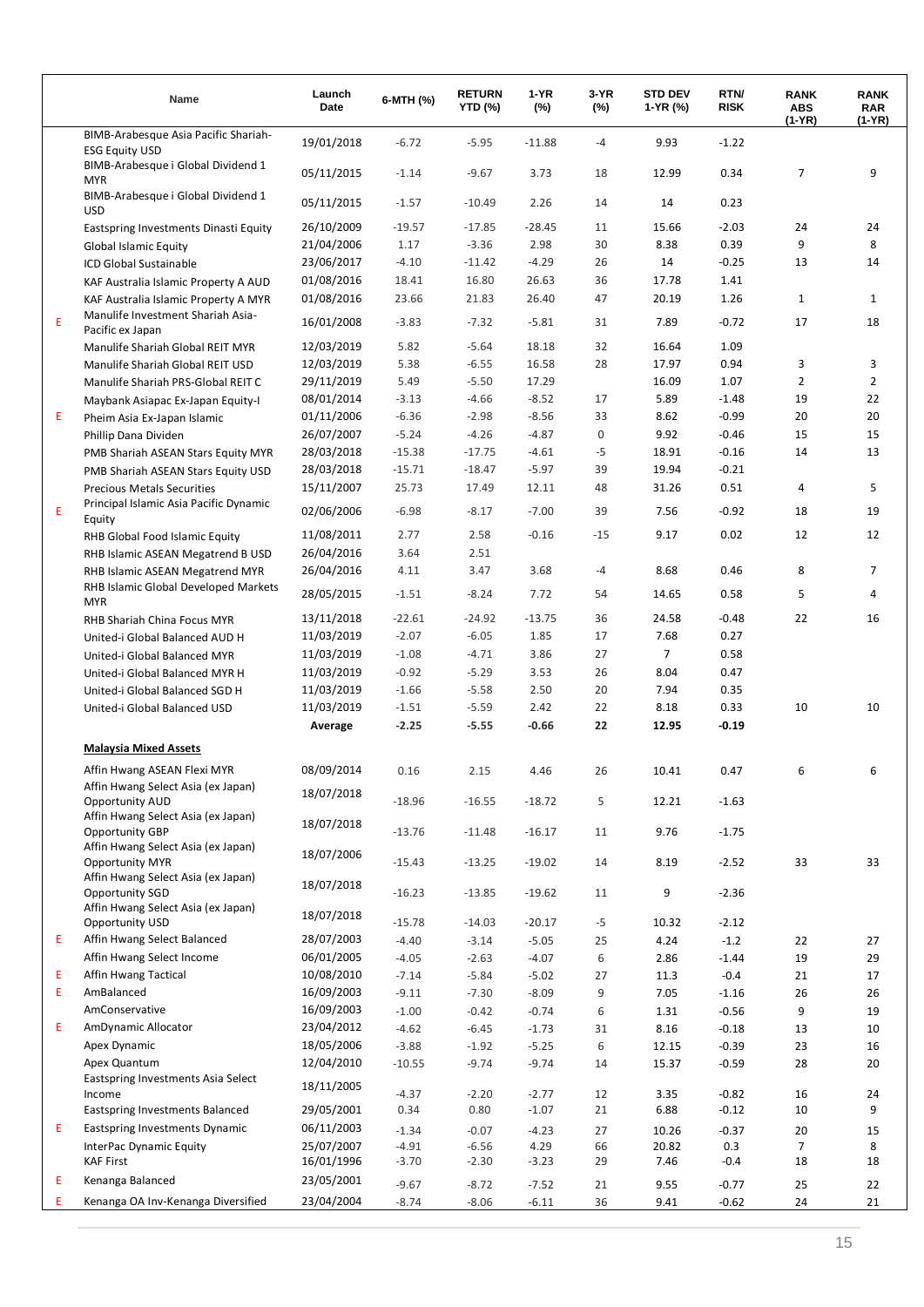| | Name | Launch Date | 6-MTH (%) | RETURN YTD (%) | 1-YR (%) | 3-YR (%) | STD DEV 1-YR (%) | RTN/ RISK | RANK ABS (1-YR) | RANK RAR (1-YR) |
|---|---|---|---|---|---|---|---|---|---|---|
| | BIMB-Arabesque Asia Pacific Shariah-ESG Equity USD | 19/01/2018 | -6.72 | -5.95 | -11.88 | -4 | 9.93 | -1.22 | | |
| | BIMB-Arabesque i Global Dividend 1 MYR | 05/11/2015 | -1.14 | -9.67 | 3.73 | 18 | 12.99 | 0.34 | 7 | 9 |
| | BIMB-Arabesque i Global Dividend 1 USD | 05/11/2015 | -1.57 | -10.49 | 2.26 | 14 | 14 | 0.23 | | |
| | Eastspring Investments Dinasti Equity | 26/10/2009 | -19.57 | -17.85 | -28.45 | 11 | 15.66 | -2.03 | 24 | 24 |
| | Global Islamic Equity | 21/04/2006 | 1.17 | -3.36 | 2.98 | 30 | 8.38 | 0.39 | 9 | 8 |
| | ICD Global Sustainable | 23/06/2017 | -4.10 | -11.42 | -4.29 | 26 | 14 | -0.25 | 13 | 14 |
| | KAF Australia Islamic Property A AUD | 01/08/2016 | 18.41 | 16.80 | 26.63 | 36 | 17.78 | 1.41 | | |
| | KAF Australia Islamic Property A MYR | 01/08/2016 | 23.66 | 21.83 | 26.40 | 47 | 20.19 | 1.26 | 1 | 1 |
| E | Manulife Investment Shariah Asia-Pacific ex Japan | 16/01/2008 | -3.83 | -7.32 | -5.81 | 31 | 7.89 | -0.72 | 17 | 18 |
| | Manulife Shariah Global REIT MYR | 12/03/2019 | 5.82 | -5.64 | 18.18 | 32 | 16.64 | 1.09 | | |
| | Manulife Shariah Global REIT USD | 12/03/2019 | 5.38 | -6.55 | 16.58 | 28 | 17.97 | 0.94 | 3 | 3 |
| | Manulife Shariah PRS-Global REIT C | 29/11/2019 | 5.49 | -5.50 | 17.29 | | 16.09 | 1.07 | 2 | 2 |
| | Maybank Asiapac Ex-Japan Equity-I | 08/01/2014 | -3.13 | -4.66 | -8.52 | 17 | 5.89 | -1.48 | 19 | 22 |
| E | Pheim Asia Ex-Japan Islamic | 01/11/2006 | -6.36 | -2.98 | -8.56 | 33 | 8.62 | -0.99 | 20 | 20 |
| | Phillip Dana Dividen | 26/07/2007 | -5.24 | -4.26 | -4.87 | 0 | 9.92 | -0.46 | 15 | 15 |
| | PMB Shariah ASEAN Stars Equity MYR | 28/03/2018 | -15.38 | -17.75 | -4.61 | -5 | 18.91 | -0.16 | 14 | 13 |
| | PMB Shariah ASEAN Stars Equity USD | 28/03/2018 | -15.71 | -18.47 | -5.97 | 39 | 19.94 | -0.21 | | |
| | Precious Metals Securities | 15/11/2007 | 25.73 | 17.49 | 12.11 | 48 | 31.26 | 0.51 | 4 | 5 |
| E | Principal Islamic Asia Pacific Dynamic Equity | 02/06/2006 | -6.98 | -8.17 | -7.00 | 39 | 7.56 | -0.92 | 18 | 19 |
| | RHB Global Food Islamic Equity | 11/08/2011 | 2.77 | 2.58 | -0.16 | -15 | 9.17 | 0.02 | 12 | 12 |
| | RHB Islamic ASEAN Megatrend B USD | 26/04/2016 | 3.64 | 2.51 | | | | | | |
| | RHB Islamic ASEAN Megatrend MYR | 26/04/2016 | 4.11 | 3.47 | 3.68 | -4 | 8.68 | 0.46 | 8 | 7 |
| | RHB Islamic Global Developed Markets MYR | 28/05/2015 | -1.51 | -8.24 | 7.72 | 54 | 14.65 | 0.58 | 5 | 4 |
| | RHB Shariah China Focus MYR | 13/11/2018 | -22.61 | -24.92 | -13.75 | 36 | 24.58 | -0.48 | 22 | 16 |
| | United-i Global Balanced AUD H | 11/03/2019 | -2.07 | -6.05 | 1.85 | 17 | 7.68 | 0.27 | | |
| | United-i Global Balanced MYR | 11/03/2019 | -1.08 | -4.71 | 3.86 | 27 | 7 | 0.58 | | |
| | United-i Global Balanced MYR H | 11/03/2019 | -0.92 | -5.29 | 3.53 | 26 | 8.04 | 0.47 | | |
| | United-i Global Balanced SGD H | 11/03/2019 | -1.66 | -5.58 | 2.50 | 20 | 7.94 | 0.35 | | |
| | United-i Global Balanced USD | 11/03/2019 | -1.51 | -5.59 | 2.42 | 22 | 8.18 | 0.33 | 10 | 10 |
| | | **Average** | **-2.25** | **-5.55** | **-0.66** | **22** | **12.95** | **-0.19** | | |
| | **Malaysia Mixed Assets** | | | | | | | | | |
| | Affin Hwang ASEAN Flexi MYR | 08/09/2014 | 0.16 | 2.15 | 4.46 | 26 | 10.41 | 0.47 | 6 | 6 |
| | Affin Hwang Select Asia (ex Japan) Opportunity AUD | 18/07/2018 | -18.96 | -16.55 | -18.72 | 5 | 12.21 | -1.63 | | |
| | Affin Hwang Select Asia (ex Japan) Opportunity GBP | 18/07/2018 | -13.76 | -11.48 | -16.17 | 11 | 9.76 | -1.75 | | |
| | Affin Hwang Select Asia (ex Japan) Opportunity MYR | 18/07/2006 | -15.43 | -13.25 | -19.02 | 14 | 8.19 | -2.52 | 33 | 33 |
| | Affin Hwang Select Asia (ex Japan) Opportunity SGD | 18/07/2018 | -16.23 | -13.85 | -19.62 | 11 | 9 | -2.36 | | |
| | Affin Hwang Select Asia (ex Japan) Opportunity USD | 18/07/2018 | -15.78 | -14.03 | -20.17 | -5 | 10.32 | -2.12 | | |
| E | Affin Hwang Select Balanced | 28/07/2003 | -4.40 | -3.14 | -5.05 | 25 | 4.24 | -1.2 | 22 | 27 |
| | Affin Hwang Select Income | 06/01/2005 | -4.05 | -2.63 | -4.07 | 6 | 2.86 | -1.44 | 19 | 29 |
| E | Affin Hwang Tactical | 10/08/2010 | -7.14 | -5.84 | -5.02 | 27 | 11.3 | -0.4 | 21 | 17 |
| E | AmBalanced | 16/09/2003 | -9.11 | -7.30 | -8.09 | 9 | 7.05 | -1.16 | 26 | 26 |
| | AmConservative | 16/09/2003 | -1.00 | -0.42 | -0.74 | 6 | 1.31 | -0.56 | 9 | 19 |
| E | AmDynamic Allocator | 23/04/2012 | -4.62 | -6.45 | -1.73 | 31 | 8.16 | -0.18 | 13 | 10 |
| | Apex Dynamic | 18/05/2006 | -3.88 | -1.92 | -5.25 | 6 | 12.15 | -0.39 | 23 | 16 |
| | Apex Quantum | 12/04/2010 | -10.55 | -9.74 | -9.74 | 14 | 15.37 | -0.59 | 28 | 20 |
| | Eastspring Investments Asia Select Income | 18/11/2005 | -4.37 | -2.20 | -2.77 | 12 | 3.35 | -0.82 | 16 | 24 |
| | Eastspring Investments Balanced | 29/05/2001 | 0.34 | 0.80 | -1.07 | 21 | 6.88 | -0.12 | 10 | 9 |
| E | Eastspring Investments Dynamic | 06/11/2003 | -1.34 | -0.07 | -4.23 | 27 | 10.26 | -0.37 | 20 | 15 |
| | InterPac Dynamic Equity | 25/07/2007 | -4.91 | -6.56 | 4.29 | 66 | 20.82 | 0.3 | 7 | 8 |
| | KAF First | 16/01/1996 | -3.70 | -2.30 | -3.23 | 29 | 7.46 | -0.4 | 18 | 18 |
| E | Kenanga Balanced | 23/05/2001 | -9.67 | -8.72 | -7.52 | 21 | 9.55 | -0.77 | 25 | 22 |
| E | Kenanga OA Inv-Kenanga Diversified | 23/04/2004 | -8.74 | -8.06 | -6.11 | 36 | 9.41 | -0.62 | 24 | 21 |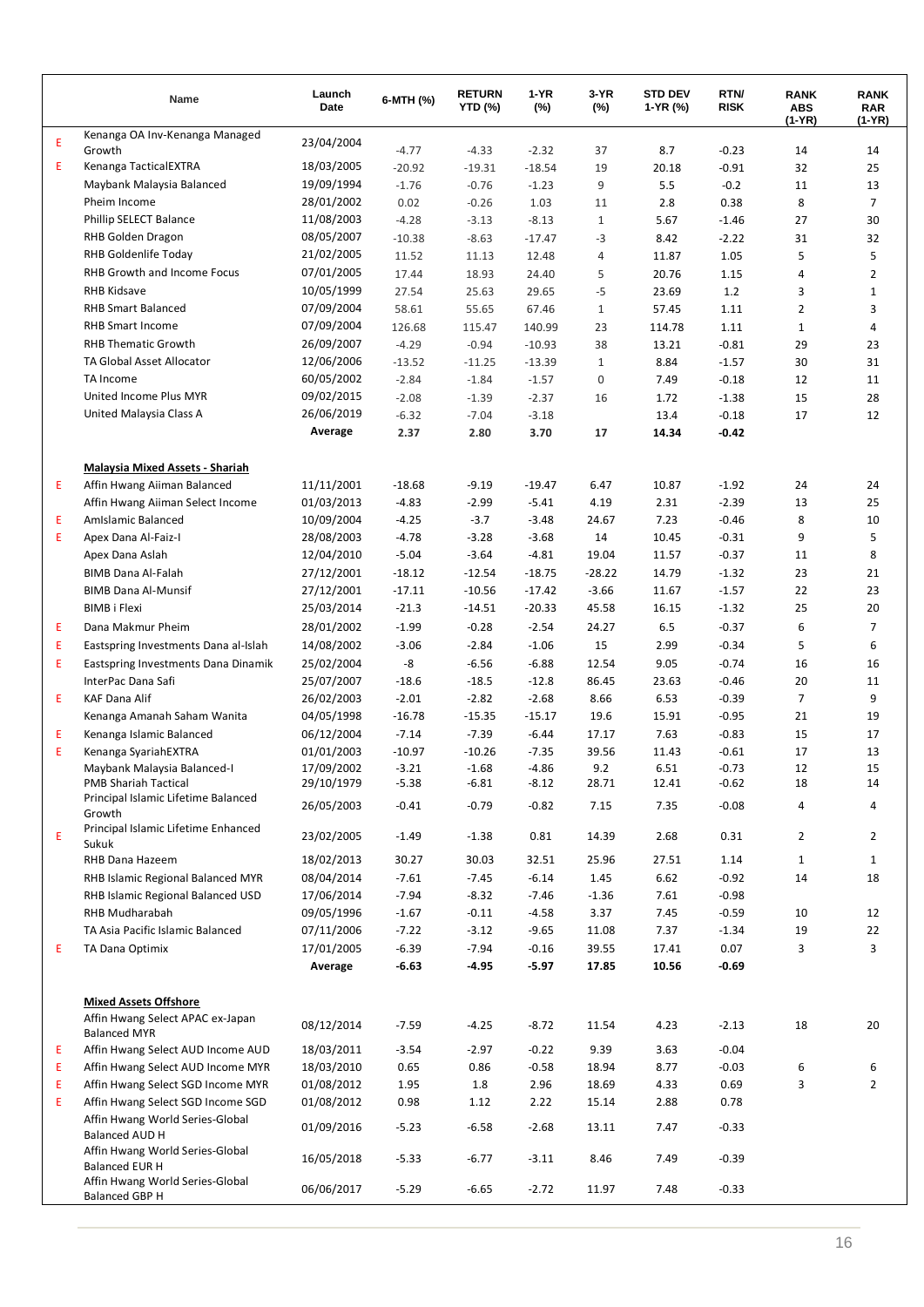| | Name | Launch Date | 6-MTH (%) | RETURN YTD (%) | 1-YR (%) | 3-YR (%) | STD DEV 1-YR (%) | RTN/ RISK | RANK ABS (1-YR) | RANK RAR (1-YR) |
|---|---|---|---|---|---|---|---|---|---|---|
| E | Kenanga OA Inv-Kenanga Managed Growth | 23/04/2004 | -4.77 | -4.33 | -2.32 | 37 | 8.7 | -0.23 | 14 | 14 |
| E | Kenanga TacticalEXTRA | 18/03/2005 | -20.92 | -19.31 | -18.54 | 19 | 20.18 | -0.91 | 32 | 25 |
| | Maybank Malaysia Balanced | 19/09/1994 | -1.76 | -0.76 | -1.23 | 9 | 5.5 | -0.2 | 11 | 13 |
| | Pheim Income | 28/01/2002 | 0.02 | -0.26 | 1.03 | 11 | 2.8 | 0.38 | 8 | 7 |
| | Phillip SELECT Balance | 11/08/2003 | -4.28 | -3.13 | -8.13 | 1 | 5.67 | -1.46 | 27 | 30 |
| | RHB Golden Dragon | 08/05/2007 | -10.38 | -8.63 | -17.47 | -3 | 8.42 | -2.22 | 31 | 32 |
| | RHB Goldenlife Today | 21/02/2005 | 11.52 | 11.13 | 12.48 | 4 | 11.87 | 1.05 | 5 | 5 |
| | RHB Growth and Income Focus | 07/01/2005 | 17.44 | 18.93 | 24.40 | 5 | 20.76 | 1.15 | 4 | 2 |
| | RHB Kidsave | 10/05/1999 | 27.54 | 25.63 | 29.65 | -5 | 23.69 | 1.2 | 3 | 1 |
| | RHB Smart Balanced | 07/09/2004 | 58.61 | 55.65 | 67.46 | 1 | 57.45 | 1.11 | 2 | 3 |
| | RHB Smart Income | 07/09/2004 | 126.68 | 115.47 | 140.99 | 23 | 114.78 | 1.11 | 1 | 4 |
| | RHB Thematic Growth | 26/09/2007 | -4.29 | -0.94 | -10.93 | 38 | 13.21 | -0.81 | 29 | 23 |
| | TA Global Asset Allocator | 12/06/2006 | -13.52 | -11.25 | -13.39 | 1 | 8.84 | -1.57 | 30 | 31 |
| | TA Income | 60/05/2002 | -2.84 | -1.84 | -1.57 | 0 | 7.49 | -0.18 | 12 | 11 |
| | United Income Plus MYR | 09/02/2015 | -2.08 | -1.39 | -2.37 | 16 | 1.72 | -1.38 | 15 | 28 |
| | United Malaysia Class A | 26/06/2019 | -6.32 | -7.04 | -3.18 | | 13.4 | -0.18 | 17 | 12 |
| | | **Average** | **2.37** | **2.80** | **3.70** | **17** | **14.34** | **-0.42** | | |
| | **Malaysia Mixed Assets - Shariah** | | | | | | | | | |
| E | Affin Hwang Aiiman Balanced | 11/11/2001 | -18.68 | -9.19 | -19.47 | 6.47 | 10.87 | -1.92 | 24 | 24 |
| | Affin Hwang Aiiman Select Income | 01/03/2013 | -4.83 | -2.99 | -5.41 | 4.19 | 2.31 | -2.39 | 13 | 25 |
| E | AmIslamic Balanced | 10/09/2004 | -4.25 | -3.7 | -3.48 | 24.67 | 7.23 | -0.46 | 8 | 10 |
| E | Apex Dana Al-Faiz-I | 28/08/2003 | -4.78 | -3.28 | -3.68 | 14 | 10.45 | -0.31 | 9 | 5 |
| | Apex Dana Aslah | 12/04/2010 | -5.04 | -3.64 | -4.81 | 19.04 | 11.57 | -0.37 | 11 | 8 |
| | BIMB Dana Al-Falah | 27/12/2001 | -18.12 | -12.54 | -18.75 | -28.22 | 14.79 | -1.32 | 23 | 21 |
| | BIMB Dana Al-Munsif | 27/12/2001 | -17.11 | -10.56 | -17.42 | -3.66 | 11.67 | -1.57 | 22 | 23 |
| | BIMB i Flexi | 25/03/2014 | -21.3 | -14.51 | -20.33 | 45.58 | 16.15 | -1.32 | 25 | 20 |
| E | Dana Makmur Pheim | 28/01/2002 | -1.99 | -0.28 | -2.54 | 24.27 | 6.5 | -0.37 | 6 | 7 |
| E | Eastspring Investments Dana al-Islah | 14/08/2002 | -3.06 | -2.84 | -1.06 | 15 | 2.99 | -0.34 | 5 | 6 |
| E | Eastspring Investments Dana Dinamik | 25/02/2004 | -8 | -6.56 | -6.88 | 12.54 | 9.05 | -0.74 | 16 | 16 |
| | InterPac Dana Safi | 25/07/2007 | -18.6 | -18.5 | -12.8 | 86.45 | 23.63 | -0.46 | 20 | 11 |
| E | KAF Dana Alif | 26/02/2003 | -2.01 | -2.82 | -2.68 | 8.66 | 6.53 | -0.39 | 7 | 9 |
| | Kenanga Amanah Saham Wanita | 04/05/1998 | -16.78 | -15.35 | -15.17 | 19.6 | 15.91 | -0.95 | 21 | 19 |
| E | Kenanga Islamic Balanced | 06/12/2004 | -7.14 | -7.39 | -6.44 | 17.17 | 7.63 | -0.83 | 15 | 17 |
| E | Kenanga SyariahEXTRA | 01/01/2003 | -10.97 | -10.26 | -7.35 | 39.56 | 11.43 | -0.61 | 17 | 13 |
| | Maybank Malaysia Balanced-I | 17/09/2002 | -3.21 | -1.68 | -4.86 | 9.2 | 6.51 | -0.73 | 12 | 15 |
| | PMB Shariah Tactical | 29/10/1979 | -5.38 | -6.81 | -8.12 | 28.71 | 12.41 | -0.62 | 18 | 14 |
| | Principal Islamic Lifetime Balanced Growth | 26/05/2003 | -0.41 | -0.79 | -0.82 | 7.15 | 7.35 | -0.08 | 4 | 4 |
| E | Principal Islamic Lifetime Enhanced Sukuk | 23/02/2005 | -1.49 | -1.38 | 0.81 | 14.39 | 2.68 | 0.31 | 2 | 2 |
| | RHB Dana Hazeem | 18/02/2013 | 30.27 | 30.03 | 32.51 | 25.96 | 27.51 | 1.14 | 1 | 1 |
| | RHB Islamic Regional Balanced MYR | 08/04/2014 | -7.61 | -7.45 | -6.14 | 1.45 | 6.62 | -0.92 | 14 | 18 |
| | RHB Islamic Regional Balanced USD | 17/06/2014 | -7.94 | -8.32 | -7.46 | -1.36 | 7.61 | -0.98 | | |
| | RHB Mudharabah | 09/05/1996 | -1.67 | -0.11 | -4.58 | 3.37 | 7.45 | -0.59 | 10 | 12 |
| | TA Asia Pacific Islamic Balanced | 07/11/2006 | -7.22 | -3.12 | -9.65 | 11.08 | 7.37 | -1.34 | 19 | 22 |
| E | TA Dana Optimix | 17/01/2005 | -6.39 | -7.94 | -0.16 | 39.55 | 17.41 | 0.07 | 3 | 3 |
| | | **Average** | **-6.63** | **-4.95** | **-5.97** | **17.85** | **10.56** | **-0.69** | | |
| | **Mixed Assets Offshore** | | | | | | | | | |
| | Affin Hwang Select APAC ex-Japan Balanced MYR | 08/12/2014 | -7.59 | -4.25 | -8.72 | 11.54 | 4.23 | -2.13 | 18 | 20 |
| E | Affin Hwang Select AUD Income AUD | 18/03/2011 | -3.54 | -2.97 | -0.22 | 9.39 | 3.63 | -0.04 | | |
| E | Affin Hwang Select AUD Income MYR | 18/03/2010 | 0.65 | 0.86 | -0.58 | 18.94 | 8.77 | -0.03 | 6 | 6 |
| E | Affin Hwang Select SGD Income MYR | 01/08/2012 | 1.95 | 1.8 | 2.96 | 18.69 | 4.33 | 0.69 | 3 | 2 |
| E | Affin Hwang Select SGD Income SGD | 01/08/2012 | 0.98 | 1.12 | 2.22 | 15.14 | 2.88 | 0.78 | | |
| | Affin Hwang World Series-Global Balanced AUD H | 01/09/2016 | -5.23 | -6.58 | -2.68 | 13.11 | 7.47 | -0.33 | | |
| | Affin Hwang World Series-Global Balanced EUR H | 16/05/2018 | -5.33 | -6.77 | -3.11 | 8.46 | 7.49 | -0.39 | | |
| | Affin Hwang World Series-Global Balanced GBP H | 06/06/2017 | -5.29 | -6.65 | -2.72 | 11.97 | 7.48 | -0.33 | | |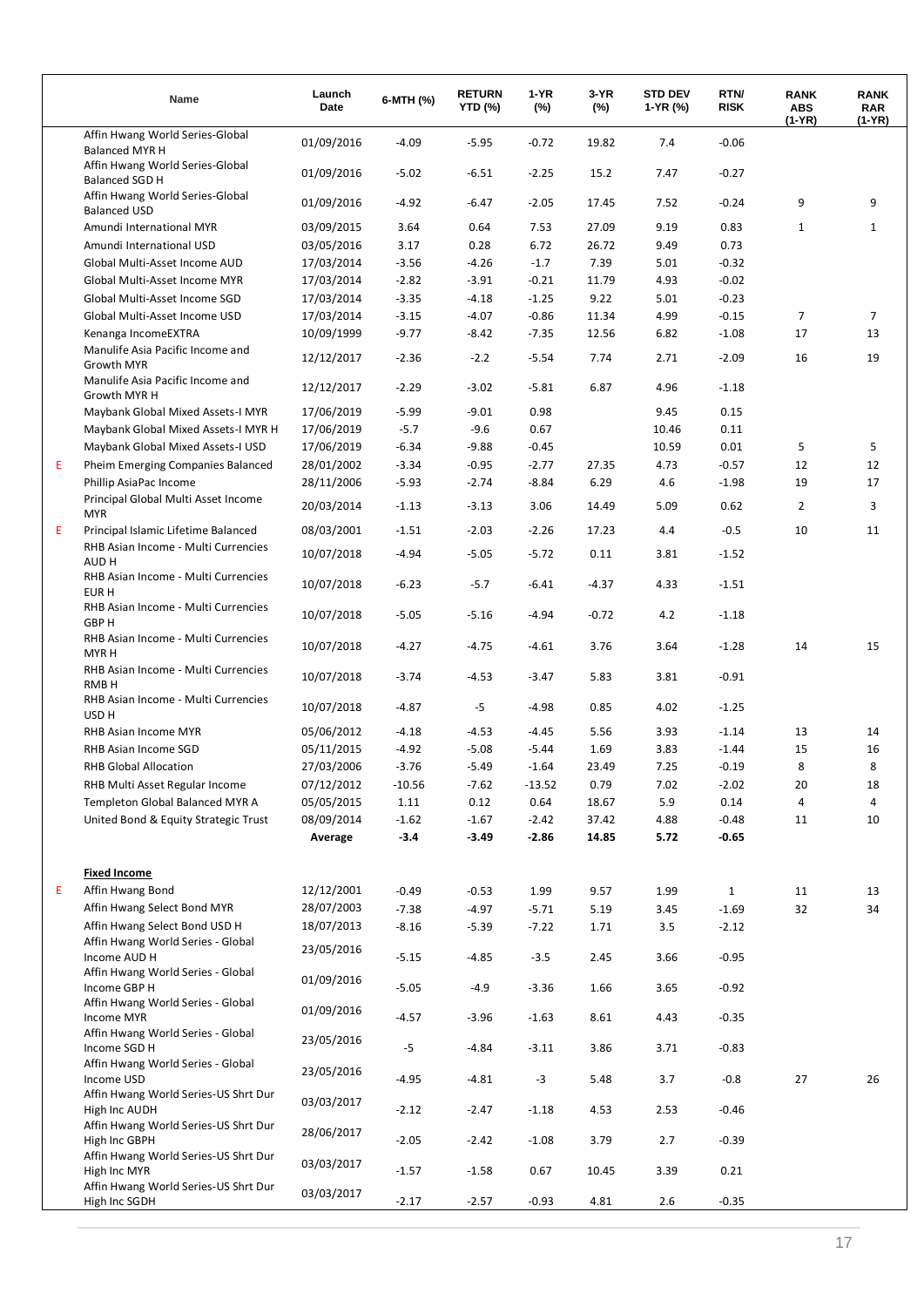| | Name | Launch Date | 6-MTH (%) | RETURN YTD (%) | 1-YR (%) | 3-YR (%) | STD DEV 1-YR (%) | RTN/ RISK | RANK ABS (1-YR) | RANK RAR (1-YR) |
|---|---|---|---|---|---|---|---|---|---|---|
| | Affin Hwang World Series-Global Balanced MYR H | 01/09/2016 | -4.09 | -5.95 | -0.72 | 19.82 | 7.4 | -0.06 | | |
| | Affin Hwang World Series-Global Balanced SGD H | 01/09/2016 | -5.02 | -6.51 | -2.25 | 15.2 | 7.47 | -0.27 | | |
| | Affin Hwang World Series-Global Balanced USD | 01/09/2016 | -4.92 | -6.47 | -2.05 | 17.45 | 7.52 | -0.24 | 9 | 9 |
| | Amundi International MYR | 03/09/2015 | 3.64 | 0.64 | 7.53 | 27.09 | 9.19 | 0.83 | 1 | 1 |
| | Amundi International USD | 03/05/2016 | 3.17 | 0.28 | 6.72 | 26.72 | 9.49 | 0.73 | | |
| | Global Multi-Asset Income AUD | 17/03/2014 | -3.56 | -4.26 | -1.7 | 7.39 | 5.01 | -0.32 | | |
| | Global Multi-Asset Income MYR | 17/03/2014 | -2.82 | -3.91 | -0.21 | 11.79 | 4.93 | -0.02 | | |
| | Global Multi-Asset Income SGD | 17/03/2014 | -3.35 | -4.18 | -1.25 | 9.22 | 5.01 | -0.23 | | |
| | Global Multi-Asset Income USD | 17/03/2014 | -3.15 | -4.07 | -0.86 | 11.34 | 4.99 | -0.15 | 7 | 7 |
| | Kenanga IncomeEXTRA | 10/09/1999 | -9.77 | -8.42 | -7.35 | 12.56 | 6.82 | -1.08 | 17 | 13 |
| | Manulife Asia Pacific Income and Growth MYR | 12/12/2017 | -2.36 | -2.2 | -5.54 | 7.74 | 2.71 | -2.09 | 16 | 19 |
| | Manulife Asia Pacific Income and Growth MYR H | 12/12/2017 | -2.29 | -3.02 | -5.81 | 6.87 | 4.96 | -1.18 | | |
| | Maybank Global Mixed Assets-I MYR | 17/06/2019 | -5.99 | -9.01 | 0.98 | | 9.45 | 0.15 | | |
| | Maybank Global Mixed Assets-I MYR H | 17/06/2019 | -5.7 | -9.6 | 0.67 | | 10.46 | 0.11 | | |
| | Maybank Global Mixed Assets-I USD | 17/06/2019 | -6.34 | -9.88 | -0.45 | | 10.59 | 0.01 | 5 | 5 |
| E | Pheim Emerging Companies Balanced | 28/01/2002 | -3.34 | -0.95 | -2.77 | 27.35 | 4.73 | -0.57 | 12 | 12 |
| | Phillip AsiaPac Income | 28/11/2006 | -5.93 | -2.74 | -8.84 | 6.29 | 4.6 | -1.98 | 19 | 17 |
| | Principal Global Multi Asset Income MYR | 20/03/2014 | -1.13 | -3.13 | 3.06 | 14.49 | 5.09 | 0.62 | 2 | 3 |
| E | Principal Islamic Lifetime Balanced | 08/03/2001 | -1.51 | -2.03 | -2.26 | 17.23 | 4.4 | -0.5 | 10 | 11 |
| | RHB Asian Income - Multi Currencies AUD H | 10/07/2018 | -4.94 | -5.05 | -5.72 | 0.11 | 3.81 | -1.52 | | |
| | RHB Asian Income - Multi Currencies EUR H | 10/07/2018 | -6.23 | -5.7 | -6.41 | -4.37 | 4.33 | -1.51 | | |
| | RHB Asian Income - Multi Currencies GBP H | 10/07/2018 | -5.05 | -5.16 | -4.94 | -0.72 | 4.2 | -1.18 | | |
| | RHB Asian Income - Multi Currencies MYR H | 10/07/2018 | -4.27 | -4.75 | -4.61 | 3.76 | 3.64 | -1.28 | 14 | 15 |
| | RHB Asian Income - Multi Currencies RMB H | 10/07/2018 | -3.74 | -4.53 | -3.47 | 5.83 | 3.81 | -0.91 | | |
| | RHB Asian Income - Multi Currencies USD H | 10/07/2018 | -4.87 | -5 | -4.98 | 0.85 | 4.02 | -1.25 | | |
| | RHB Asian Income MYR | 05/06/2012 | -4.18 | -4.53 | -4.45 | 5.56 | 3.93 | -1.14 | 13 | 14 |
| | RHB Asian Income SGD | 05/11/2015 | -4.92 | -5.08 | -5.44 | 1.69 | 3.83 | -1.44 | 15 | 16 |
| | RHB Global Allocation | 27/03/2006 | -3.76 | -5.49 | -1.64 | 23.49 | 7.25 | -0.19 | 8 | 8 |
| | RHB Multi Asset Regular Income | 07/12/2012 | -10.56 | -7.62 | -13.52 | 0.79 | 7.02 | -2.02 | 20 | 18 |
| | Templeton Global Balanced MYR A | 05/05/2015 | 1.11 | 0.12 | 0.64 | 18.67 | 5.9 | 0.14 | 4 | 4 |
| | United Bond & Equity Strategic Trust | 08/09/2014 | -1.62 | -1.67 | -2.42 | 37.42 | 4.88 | -0.48 | 11 | 10 |
| | | **Average** | **-3.4** | **-3.49** | **-2.86** | **14.85** | **5.72** | **-0.65** | | |
| | **Fixed Income** | | | | | | | | | |
| E | Affin Hwang Bond | 12/12/2001 | -0.49 | -0.53 | 1.99 | 9.57 | 1.99 | 1 | 11 | 13 |
| | Affin Hwang Select Bond MYR | 28/07/2003 | -7.38 | -4.97 | -5.71 | 5.19 | 3.45 | -1.69 | 32 | 34 |
| | Affin Hwang Select Bond USD H | 18/07/2013 | -8.16 | -5.39 | -7.22 | 1.71 | 3.5 | -2.12 | | |
| | Affin Hwang World Series - Global Income AUD H | 23/05/2016 | -5.15 | -4.85 | -3.5 | 2.45 | 3.66 | -0.95 | | |
| | Affin Hwang World Series - Global Income GBP H | 01/09/2016 | -5.05 | -4.9 | -3.36 | 1.66 | 3.65 | -0.92 | | |
| | Affin Hwang World Series - Global Income MYR | 01/09/2016 | -4.57 | -3.96 | -1.63 | 8.61 | 4.43 | -0.35 | | |
| | Affin Hwang World Series - Global Income SGD H | 23/05/2016 | -5 | -4.84 | -3.11 | 3.86 | 3.71 | -0.83 | | |
| | Affin Hwang World Series - Global Income USD | 23/05/2016 | -4.95 | -4.81 | -3 | 5.48 | 3.7 | -0.8 | 27 | 26 |
| | Affin Hwang World Series-US Shrt Dur High Inc AUDH | 03/03/2017 | -2.12 | -2.47 | -1.18 | 4.53 | 2.53 | -0.46 | | |
| | Affin Hwang World Series-US Shrt Dur High Inc GBPH | 28/06/2017 | -2.05 | -2.42 | -1.08 | 3.79 | 2.7 | -0.39 | | |
| | Affin Hwang World Series-US Shrt Dur High Inc MYR | 03/03/2017 | -1.57 | -1.58 | 0.67 | 10.45 | 3.39 | 0.21 | | |
| | Affin Hwang World Series-US Shrt Dur High Inc SGDH | 03/03/2017 | -2.17 | -2.57 | -0.93 | 4.81 | 2.6 | -0.35 | | |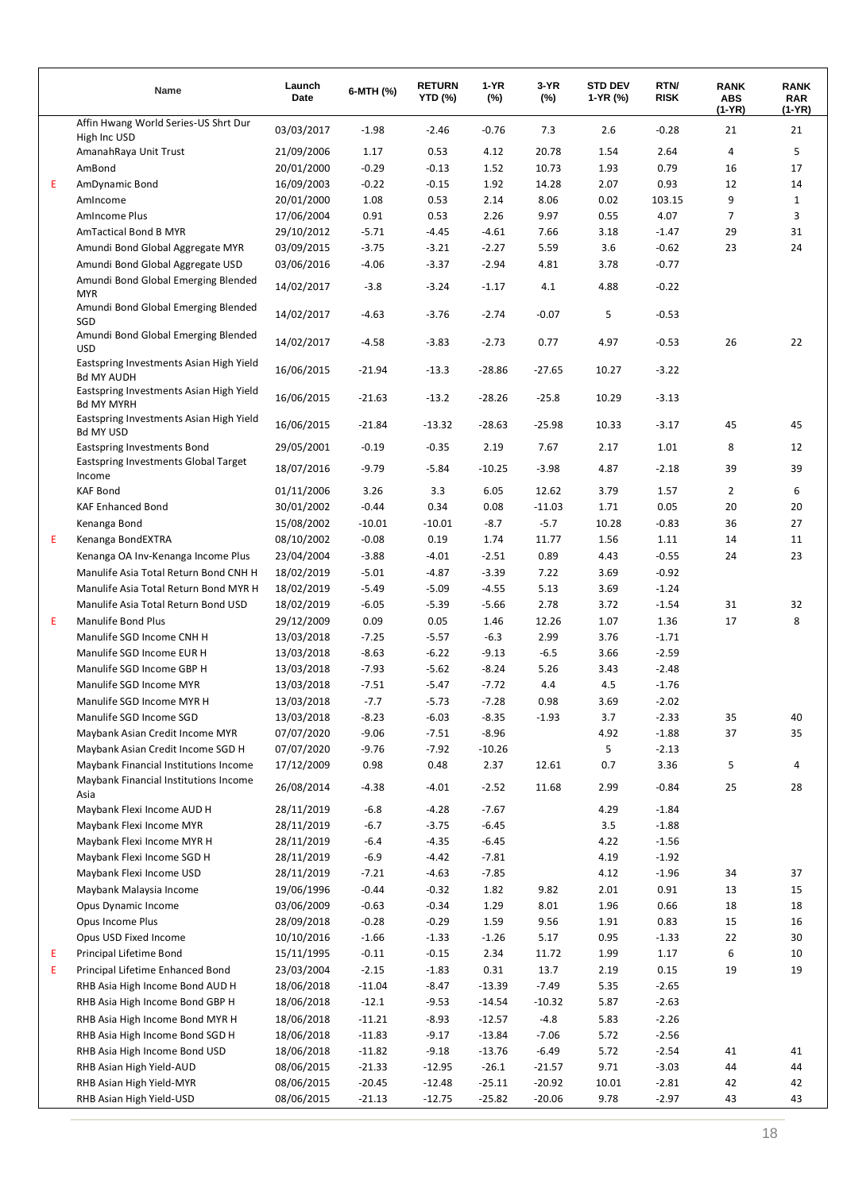| | Name | Launch Date | 6-MTH (%) | RETURN YTD (%) | 1-YR (%) | 3-YR (%) | STD DEV 1-YR (%) | RTN/ RISK | RANK ABS (1-YR) | RANK RAR (1-YR) |
|---|---|---|---|---|---|---|---|---|---|---|
| | Affin Hwang World Series-US Shrt Dur High Inc USD | 03/03/2017 | -1.98 | -2.46 | -0.76 | 7.3 | 2.6 | -0.28 | 21 | 21 |
| | AmanahRaya Unit Trust | 21/09/2006 | 1.17 | 0.53 | 4.12 | 20.78 | 1.54 | 2.64 | 4 | 5 |
| | AmBond | 20/01/2000 | -0.29 | -0.13 | 1.52 | 10.73 | 1.93 | 0.79 | 16 | 17 |
| E | AmDynamic Bond | 16/09/2003 | -0.22 | -0.15 | 1.92 | 14.28 | 2.07 | 0.93 | 12 | 14 |
| | AmIncome | 20/01/2000 | 1.08 | 0.53 | 2.14 | 8.06 | 0.02 | 103.15 | 9 | 1 |
| | AmIncome Plus | 17/06/2004 | 0.91 | 0.53 | 2.26 | 9.97 | 0.55 | 4.07 | 7 | 3 |
| | AmTactical Bond B MYR | 29/10/2012 | -5.71 | -4.45 | -4.61 | 7.66 | 3.18 | -1.47 | 29 | 31 |
| | Amundi Bond Global Aggregate MYR | 03/09/2015 | -3.75 | -3.21 | -2.27 | 5.59 | 3.6 | -0.62 | 23 | 24 |
| | Amundi Bond Global Aggregate USD | 03/06/2016 | -4.06 | -3.37 | -2.94 | 4.81 | 3.78 | -0.77 | | |
| | Amundi Bond Global Emerging Blended MYR | 14/02/2017 | -3.8 | -3.24 | -1.17 | 4.1 | 4.88 | -0.22 | | |
| | Amundi Bond Global Emerging Blended SGD | 14/02/2017 | -4.63 | -3.76 | -2.74 | -0.07 | 5 | -0.53 | | |
| | Amundi Bond Global Emerging Blended USD | 14/02/2017 | -4.58 | -3.83 | -2.73 | 0.77 | 4.97 | -0.53 | 26 | 22 |
| | Eastspring Investments Asian High Yield Bd MY AUDH | 16/06/2015 | -21.94 | -13.3 | -28.86 | -27.65 | 10.27 | -3.22 | | |
| | Eastspring Investments Asian High Yield Bd MY MYRH | 16/06/2015 | -21.63 | -13.2 | -28.26 | -25.8 | 10.29 | -3.13 | | |
| | Eastspring Investments Asian High Yield Bd MY USD | 16/06/2015 | -21.84 | -13.32 | -28.63 | -25.98 | 10.33 | -3.17 | 45 | 45 |
| | Eastspring Investments Bond | 29/05/2001 | -0.19 | -0.35 | 2.19 | 7.67 | 2.17 | 1.01 | 8 | 12 |
| | Eastspring Investments Global Target Income | 18/07/2016 | -9.79 | -5.84 | -10.25 | -3.98 | 4.87 | -2.18 | 39 | 39 |
| | KAF Bond | 01/11/2006 | 3.26 | 3.3 | 6.05 | 12.62 | 3.79 | 1.57 | 2 | 6 |
| | KAF Enhanced Bond | 30/01/2002 | -0.44 | 0.34 | 0.08 | -11.03 | 1.71 | 0.05 | 20 | 20 |
| | Kenanga Bond | 15/08/2002 | -10.01 | -10.01 | -8.7 | -5.7 | 10.28 | -0.83 | 36 | 27 |
| E | Kenanga BondEXTRA | 08/10/2002 | -0.08 | 0.19 | 1.74 | 11.77 | 1.56 | 1.11 | 14 | 11 |
| | Kenanga OA Inv-Kenanga Income Plus | 23/04/2004 | -3.88 | -4.01 | -2.51 | 0.89 | 4.43 | -0.55 | 24 | 23 |
| | Manulife Asia Total Return Bond CNH H | 18/02/2019 | -5.01 | -4.87 | -3.39 | 7.22 | 3.69 | -0.92 | | |
| | Manulife Asia Total Return Bond MYR H | 18/02/2019 | -5.49 | -5.09 | -4.55 | 5.13 | 3.69 | -1.24 | | |
| | Manulife Asia Total Return Bond USD | 18/02/2019 | -6.05 | -5.39 | -5.66 | 2.78 | 3.72 | -1.54 | 31 | 32 |
| E | Manulife Bond Plus | 29/12/2009 | 0.09 | 0.05 | 1.46 | 12.26 | 1.07 | 1.36 | 17 | 8 |
| | Manulife SGD Income CNH H | 13/03/2018 | -7.25 | -5.57 | -6.3 | 2.99 | 3.76 | -1.71 | | |
| | Manulife SGD Income EUR H | 13/03/2018 | -8.63 | -6.22 | -9.13 | -6.5 | 3.66 | -2.59 | | |
| | Manulife SGD Income GBP H | 13/03/2018 | -7.93 | -5.62 | -8.24 | 5.26 | 3.43 | -2.48 | | |
| | Manulife SGD Income MYR | 13/03/2018 | -7.51 | -5.47 | -7.72 | 4.4 | 4.5 | -1.76 | | |
| | Manulife SGD Income MYR H | 13/03/2018 | -7.7 | -5.73 | -7.28 | 0.98 | 3.69 | -2.02 | | |
| | Manulife SGD Income SGD | 13/03/2018 | -8.23 | -6.03 | -8.35 | -1.93 | 3.7 | -2.33 | 35 | 40 |
| | Maybank Asian Credit Income MYR | 07/07/2020 | -9.06 | -7.51 | -8.96 | | 4.92 | -1.88 | 37 | 35 |
| | Maybank Asian Credit Income SGD H | 07/07/2020 | -9.76 | -7.92 | -10.26 | | 5 | -2.13 | | |
| | Maybank Financial Institutions Income | 17/12/2009 | 0.98 | 0.48 | 2.37 | 12.61 | 0.7 | 3.36 | 5 | 4 |
| | Maybank Financial Institutions Income Asia | 26/08/2014 | -4.38 | -4.01 | -2.52 | 11.68 | 2.99 | -0.84 | 25 | 28 |
| | Maybank Flexi Income AUD H | 28/11/2019 | -6.8 | -4.28 | -7.67 | | 4.29 | -1.84 | | |
| | Maybank Flexi Income MYR | 28/11/2019 | -6.7 | -3.75 | -6.45 | | 3.5 | -1.88 | | |
| | Maybank Flexi Income MYR H | 28/11/2019 | -6.4 | -4.35 | -6.45 | | 4.22 | -1.56 | | |
| | Maybank Flexi Income SGD H | 28/11/2019 | -6.9 | -4.42 | -7.81 | | 4.19 | -1.92 | | |
| | Maybank Flexi Income USD | 28/11/2019 | -7.21 | -4.63 | -7.85 | | 4.12 | -1.96 | 34 | 37 |
| | Maybank Malaysia Income | 19/06/1996 | -0.44 | -0.32 | 1.82 | 9.82 | 2.01 | 0.91 | 13 | 15 |
| | Opus Dynamic Income | 03/06/2009 | -0.63 | -0.34 | 1.29 | 8.01 | 1.96 | 0.66 | 18 | 18 |
| | Opus Income Plus | 28/09/2018 | -0.28 | -0.29 | 1.59 | 9.56 | 1.91 | 0.83 | 15 | 16 |
| | Opus USD Fixed Income | 10/10/2016 | -1.66 | -1.33 | -1.26 | 5.17 | 0.95 | -1.33 | 22 | 30 |
| E | Principal Lifetime Bond | 15/11/1995 | -0.11 | -0.15 | 2.34 | 11.72 | 1.99 | 1.17 | 6 | 10 |
| E | Principal Lifetime Enhanced Bond | 23/03/2004 | -2.15 | -1.83 | 0.31 | 13.7 | 2.19 | 0.15 | 19 | 19 |
| | RHB Asia High Income Bond AUD H | 18/06/2018 | -11.04 | -8.47 | -13.39 | -7.49 | 5.35 | -2.65 | | |
| | RHB Asia High Income Bond GBP H | 18/06/2018 | -12.1 | -9.53 | -14.54 | -10.32 | 5.87 | -2.63 | | |
| | RHB Asia High Income Bond MYR H | 18/06/2018 | -11.21 | -8.93 | -12.57 | -4.8 | 5.83 | -2.26 | | |
| | RHB Asia High Income Bond SGD H | 18/06/2018 | -11.83 | -9.17 | -13.84 | -7.06 | 5.72 | -2.56 | | |
| | RHB Asia High Income Bond USD | 18/06/2018 | -11.82 | -9.18 | -13.76 | -6.49 | 5.72 | -2.54 | 41 | 41 |
| | RHB Asian High Yield-AUD | 08/06/2015 | -21.33 | -12.95 | -26.1 | -21.57 | 9.71 | -3.03 | 44 | 44 |
| | RHB Asian High Yield-MYR | 08/06/2015 | -20.45 | -12.48 | -25.11 | -20.92 | 10.01 | -2.81 | 42 | 42 |
| | RHB Asian High Yield-USD | 08/06/2015 | -21.13 | -12.75 | -25.82 | -20.06 | 9.78 | -2.97 | 43 | 43 |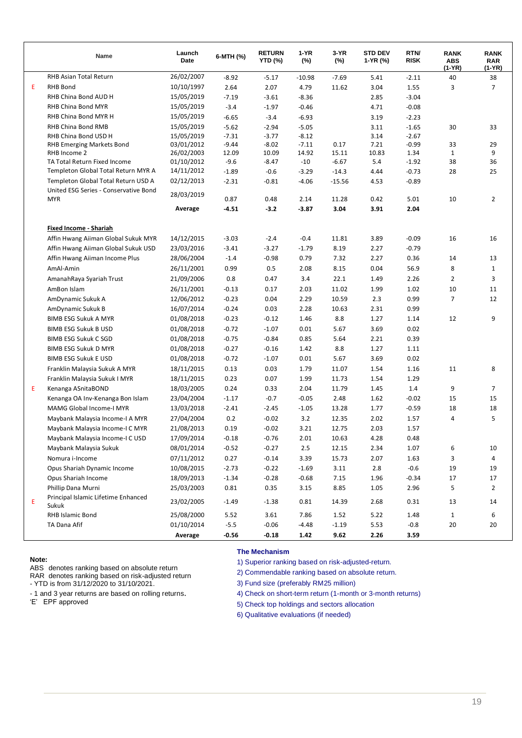| | Name | Launch Date | 6-MTH (%) | RETURN YTD (%) | 1-YR (%) | 3-YR (%) | STD DEV 1-YR (%) | RTN/ RISK | RANK ABS (1-YR) | RANK RAR (1-YR) |
|---|---|---|---|---|---|---|---|---|---|---|
| | RHB Asian Total Return | 26/02/2007 | -8.92 | -5.17 | -10.98 | -7.69 | 5.41 | -2.11 | 40 | 38 |
| E | RHB Bond | 10/10/1997 | 2.64 | 2.07 | 4.79 | 11.62 | 3.04 | 1.55 | 3 | 7 |
| | RHB China Bond AUD H | 15/05/2019 | -7.19 | -3.61 | -8.36 | | 2.85 | -3.04 | | |
| | RHB China Bond MYR | 15/05/2019 | -3.4 | -1.97 | -0.46 | | 4.71 | -0.08 | | |
| | RHB China Bond MYR H | 15/05/2019 | -6.65 | -3.4 | -6.93 | | 3.19 | -2.23 | | |
| | RHB China Bond RMB | 15/05/2019 | -5.62 | -2.94 | -5.05 | | 3.11 | -1.65 | 30 | 33 |
| | RHB China Bond USD H | 15/05/2019 | -7.31 | -3.77 | -8.12 | | 3.14 | -2.67 | | |
| | RHB Emerging Markets Bond | 03/01/2012 | -9.44 | -8.02 | -7.11 | 0.17 | 7.21 | -0.99 | 33 | 29 |
| | RHB Income 2 | 26/02/2003 | 12.09 | 10.09 | 14.92 | 15.11 | 10.83 | 1.34 | 1 | 9 |
| | TA Total Return Fixed Income | 01/10/2012 | -9.6 | -8.47 | -10 | -6.67 | 5.4 | -1.92 | 38 | 36 |
| | Templeton Global Total Return MYR A | 14/11/2012 | -1.89 | -0.6 | -3.29 | -14.3 | 4.44 | -0.73 | 28 | 25 |
| | Templeton Global Total Return USD A | 02/12/2013 | -2.31 | -0.81 | -4.06 | -15.56 | 4.53 | -0.89 | | |
| | United ESG Series - Conservative Bond MYR | 28/03/2019 | 0.87 | 0.48 | 2.14 | 11.28 | 0.42 | 5.01 | 10 | 2 |
| | **Average** | | **-4.51** | **-3.2** | **-3.87** | **3.04** | **3.91** | **2.04** | | |
| | **Fixed Income - Shariah** | | | | | | | | | |
| | Affin Hwang Aiiman Global Sukuk MYR | 14/12/2015 | -3.03 | -2.4 | -0.4 | 11.81 | 3.89 | -0.09 | 16 | 16 |
| | Affin Hwang Aiiman Global Sukuk USD | 23/03/2016 | -3.41 | -3.27 | -1.79 | 8.19 | 2.27 | -0.79 | | |
| | Affin Hwang Aiiman Income Plus | 28/06/2004 | -1.4 | -0.98 | 0.79 | 7.32 | 2.27 | 0.36 | 14 | 13 |
| | AmAl-Amin | 26/11/2001 | 0.99 | 0.5 | 2.08 | 8.15 | 0.04 | 56.9 | 8 | 1 |
| | AmanahRaya Syariah Trust | 21/09/2006 | 0.8 | 0.47 | 3.4 | 22.1 | 1.49 | 2.26 | 2 | 3 |
| | AmBon Islam | 26/11/2001 | -0.13 | 0.17 | 2.03 | 11.02 | 1.99 | 1.02 | 10 | 11 |
| | AmDynamic Sukuk A | 12/06/2012 | -0.23 | 0.04 | 2.29 | 10.59 | 2.3 | 0.99 | 7 | 12 |
| | AmDynamic Sukuk B | 16/07/2014 | -0.24 | 0.03 | 2.28 | 10.63 | 2.31 | 0.99 | | |
| | BIMB ESG Sukuk A MYR | 01/08/2018 | -0.23 | -0.12 | 1.46 | 8.8 | 1.27 | 1.14 | 12 | 9 |
| | BIMB ESG Sukuk B USD | 01/08/2018 | -0.72 | -1.07 | 0.01 | 5.67 | 3.69 | 0.02 | | |
| | BIMB ESG Sukuk C SGD | 01/08/2018 | -0.75 | -0.84 | 0.85 | 5.64 | 2.21 | 0.39 | | |
| | BIMB ESG Sukuk D MYR | 01/08/2018 | -0.27 | -0.16 | 1.42 | 8.8 | 1.27 | 1.11 | | |
| | BIMB ESG Sukuk E USD | 01/08/2018 | -0.72 | -1.07 | 0.01 | 5.67 | 3.69 | 0.02 | | |
| | Franklin Malaysia Sukuk A MYR | 18/11/2015 | 0.13 | 0.03 | 1.79 | 11.07 | 1.54 | 1.16 | 11 | 8 |
| | Franklin Malaysia Sukuk I MYR | 18/11/2015 | 0.23 | 0.07 | 1.99 | 11.73 | 1.54 | 1.29 | | |
| E | Kenanga ASnitaBOND | 18/03/2005 | 0.24 | 0.33 | 2.04 | 11.79 | 1.45 | 1.4 | 9 | 7 |
| | Kenanga OA Inv-Kenanga Bon Islam | 23/04/2004 | -1.17 | -0.7 | -0.05 | 2.48 | 1.62 | -0.02 | 15 | 15 |
| | MAMG Global Income-I MYR | 13/03/2018 | -2.41 | -2.45 | -1.05 | 13.28 | 1.77 | -0.59 | 18 | 18 |
| | Maybank Malaysia Income-I A MYR | 27/04/2004 | 0.2 | -0.02 | 3.2 | 12.35 | 2.02 | 1.57 | 4 | 5 |
| | Maybank Malaysia Income-I C MYR | 21/08/2013 | 0.19 | -0.02 | 3.21 | 12.75 | 2.03 | 1.57 | | |
| | Maybank Malaysia Income-I C USD | 17/09/2014 | -0.18 | -0.76 | 2.01 | 10.63 | 4.28 | 0.48 | | |
| | Maybank Malaysia Sukuk | 08/01/2014 | -0.52 | -0.27 | 2.5 | 12.15 | 2.34 | 1.07 | 6 | 10 |
| | Nomura i-Income | 07/11/2012 | 0.27 | -0.14 | 3.39 | 15.73 | 2.07 | 1.63 | 3 | 4 |
| | Opus Shariah Dynamic Income | 10/08/2015 | -2.73 | -0.22 | -1.69 | 3.11 | 2.8 | -0.6 | 19 | 19 |
| | Opus Shariah Income | 18/09/2013 | -1.34 | -0.28 | -0.68 | 7.15 | 1.96 | -0.34 | 17 | 17 |
| | Phillip Dana Murni | 25/03/2003 | 0.81 | 0.35 | 3.15 | 8.85 | 1.05 | 2.96 | 5 | 2 |
| E | Principal Islamic Lifetime Enhanced Sukuk | 23/02/2005 | -1.49 | -1.38 | 0.81 | 14.39 | 2.68 | 0.31 | 13 | 14 |
| | RHB Islamic Bond | 25/08/2000 | 5.52 | 3.61 | 7.86 | 1.52 | 5.22 | 1.48 | 1 | 6 |
| | TA Dana Afif | 01/10/2014 | -5.5 | -0.06 | -4.48 | -1.19 | 5.53 | -0.8 | 20 | 20 |
| | **Average** | | **-0.56** | **-0.18** | **1.42** | **9.62** | **2.26** | **3.59** | | |

**Note:**

ABS denotes ranking based on absolute return
RAR denotes ranking based on risk-adjusted return
- YTD is from 31/12/2020 to 31/10/2021.
- 1 and 3 year returns are based on rolling returns.
'E' EPF approved

**The Mechanism**

1) Superior ranking based on risk-adjusted-return.
2) Commendable ranking based on absolute return.
3) Fund size (preferably RM25 million)
4) Check on short-term return (1-month or 3-month returns)
5) Check top holdings and sectors allocation
6) Qualitative evaluations (if needed)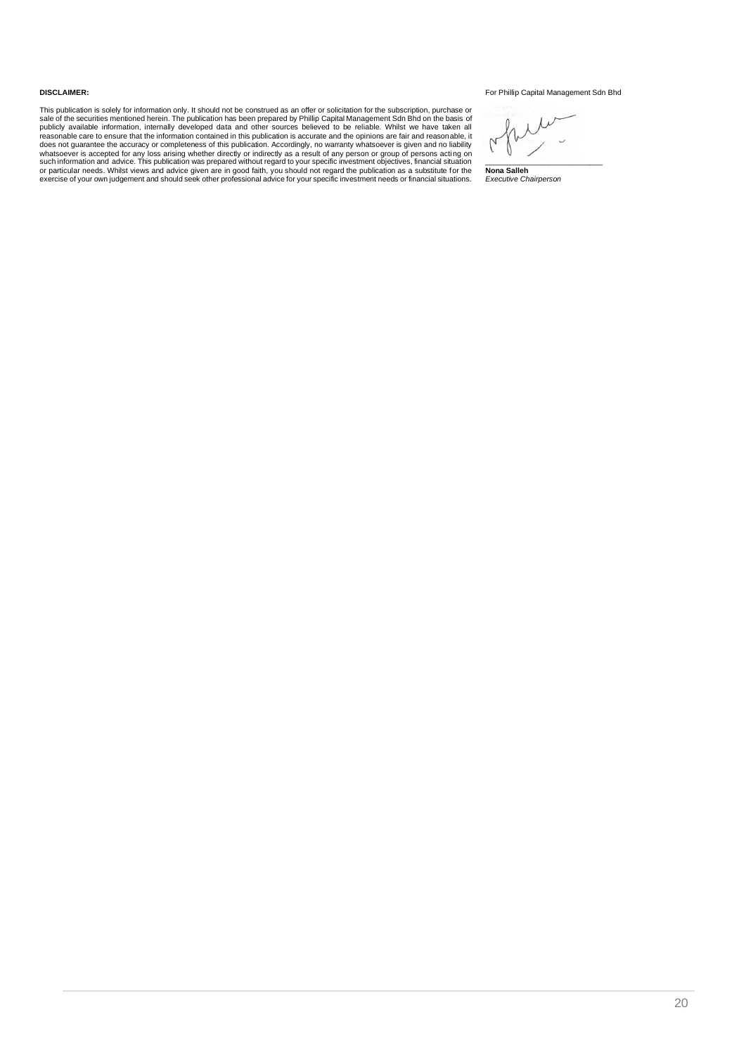**DISCLAIMER:**

This publication is solely for information only. It should not be construed as an offer or solicitation for the subscription, purchase or sale of the securities mentioned herein. The publication has been prepared by Phillip Capital Management Sdn Bhd on the basis of publicly available information, internally developed data and other sources believed to be reliable. Whilst we have taken all reasonable care to ensure that the information contained in this publication is accurate and the opinions are fair and reasonable, it does not guarantee the accuracy or completeness of this publication. Accordingly, no warranty whatsoever is given and no liability whatsoever is accepted for any loss arising whether directly or indirectly as a result of any person or group of persons acting on such information and advice. This publication was prepared without regard to your specific investment objectives, financial situation or particular needs. Whilst views and advice given are in good faith, you should not regard the publication as a substitute for the exercise of your own judgement and should seek other professional advice for your specific investment needs or financial situations.

For Phillip Capital Management Sdn Bhd

___________________________

**Nona Salleh**
*Executive Chairperson*